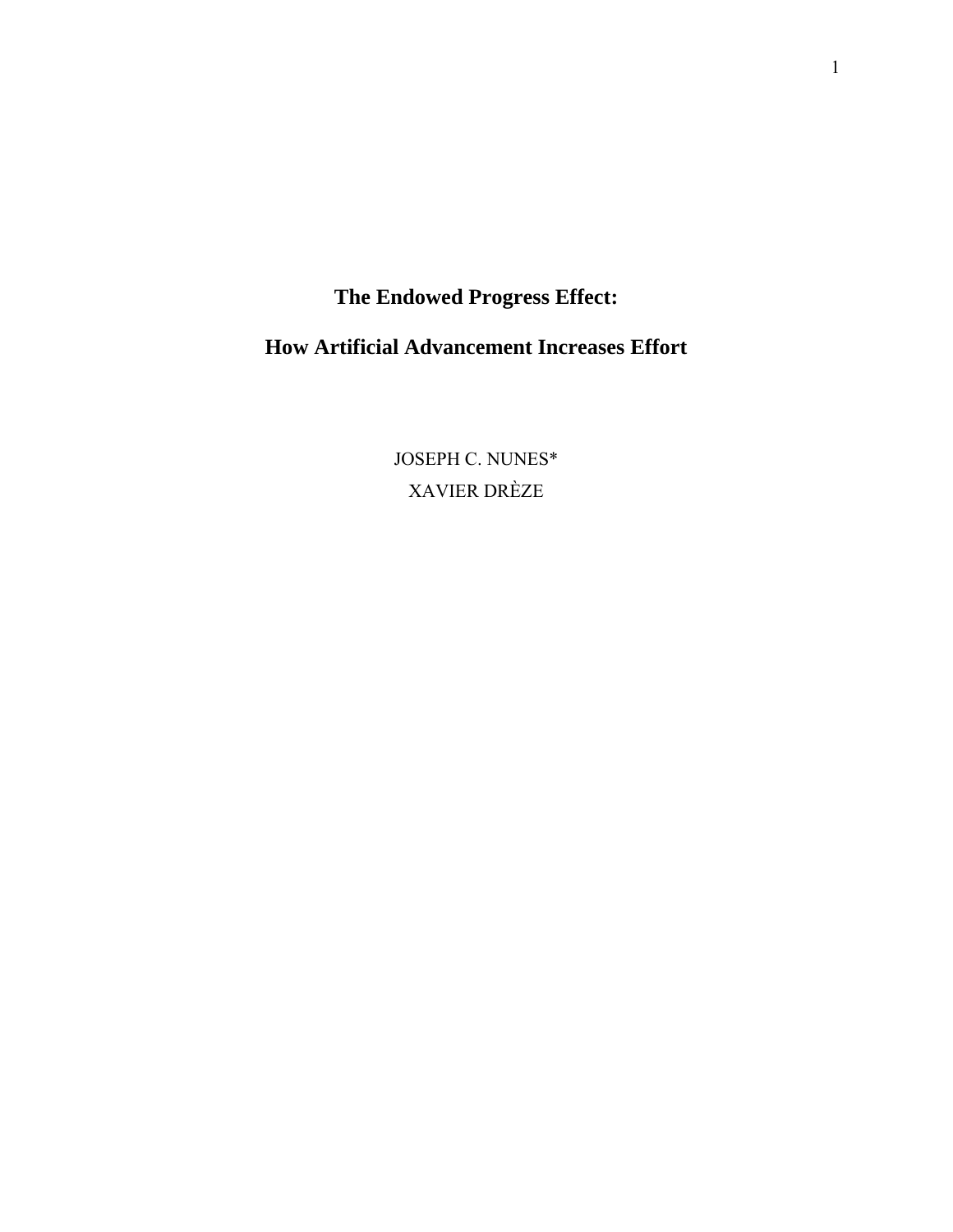# The Endowed Progress Effect:

# How Artificial Advancement Increases Effort

JOSEPH C. NUNES*

XAVIER DRÈZE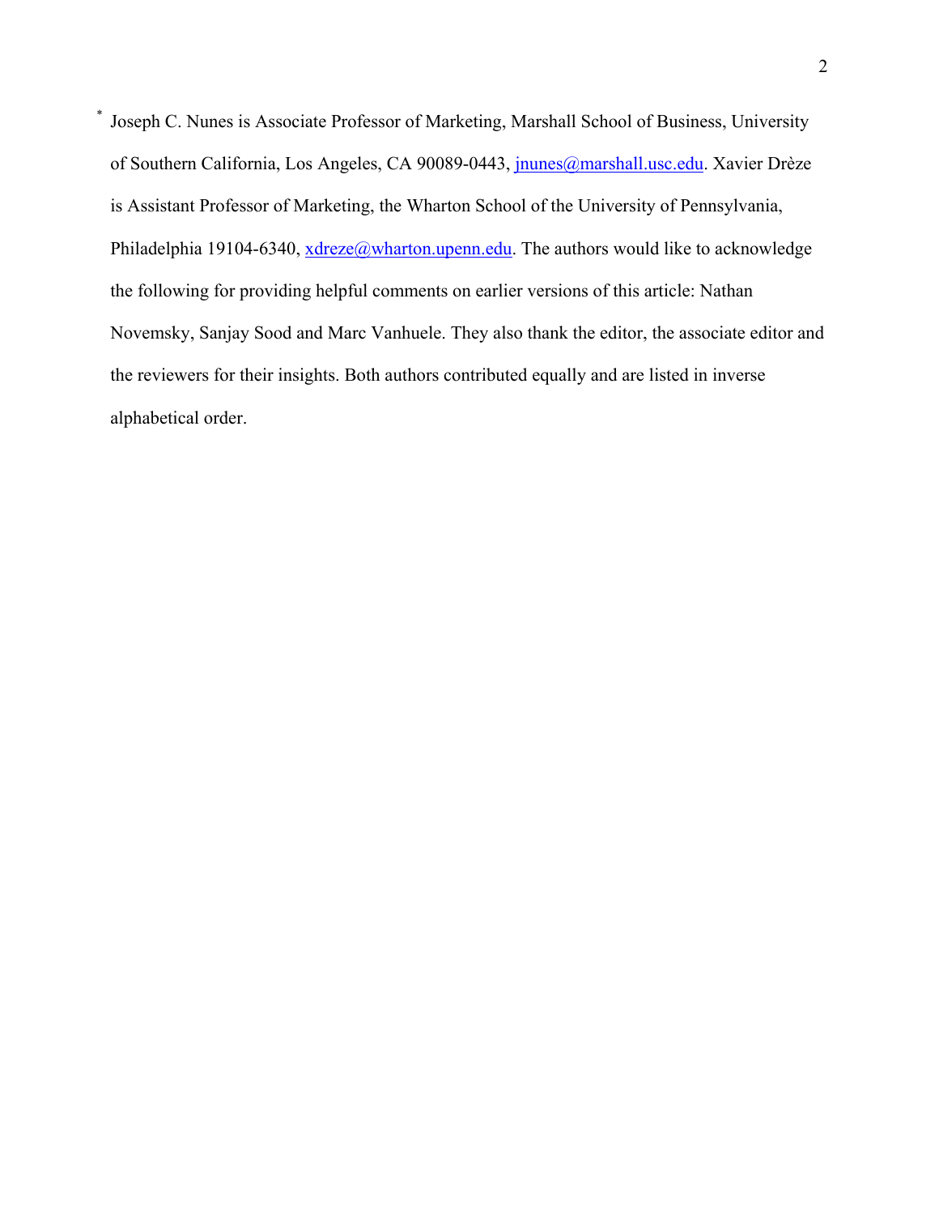[*] Joseph C. Nunes is Associate Professor of Marketing, Marshall School of Business, University of Southern California, Los Angeles, CA 90089-0443, jnunes@marshall.usc.edu. Xavier Drèze is Assistant Professor of Marketing, the Wharton School of the University of Pennsylvania, Philadelphia 19104-6340, xdreze@wharton.upenn.edu. The authors would like to acknowledge the following for providing helpful comments on earlier versions of this article: Nathan Novemsky, Sanjay Sood and Marc Vanhuele. They also thank the editor, the associate editor and the reviewers for their insights. Both authors contributed equally and are listed in inverse alphabetical order.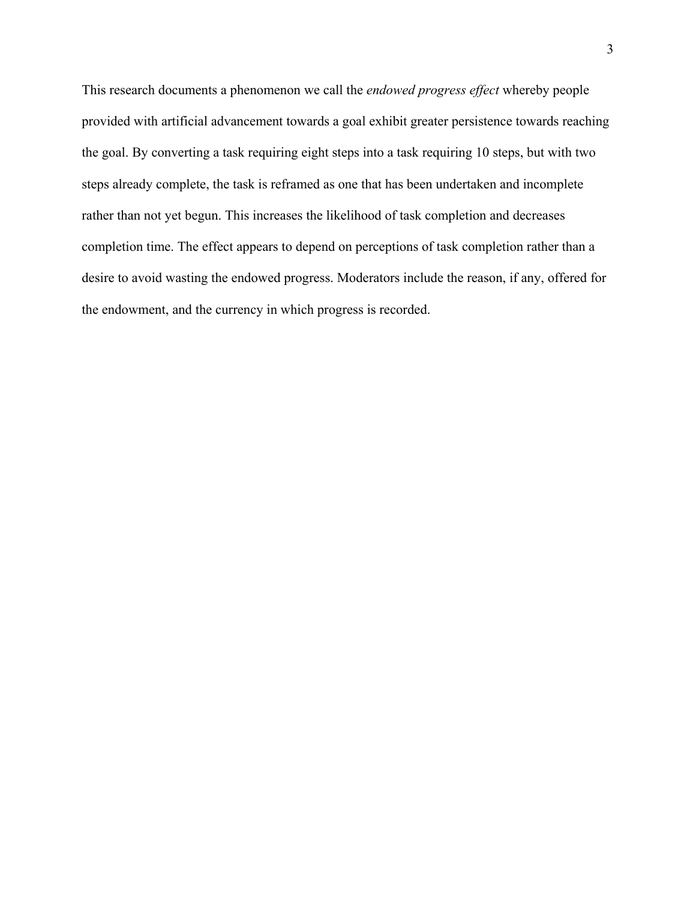This research documents a phenomenon we call the *endowed progress effect* whereby people provided with artificial advancement towards a goal exhibit greater persistence towards reaching the goal. By converting a task requiring eight steps into a task requiring 10 steps, but with two steps already complete, the task is reframed as one that has been undertaken and incomplete rather than not yet begun. This increases the likelihood of task completion and decreases completion time. The effect appears to depend on perceptions of task completion rather than a desire to avoid wasting the endowed progress. Moderators include the reason, if any, offered for the endowment, and the currency in which progress is recorded.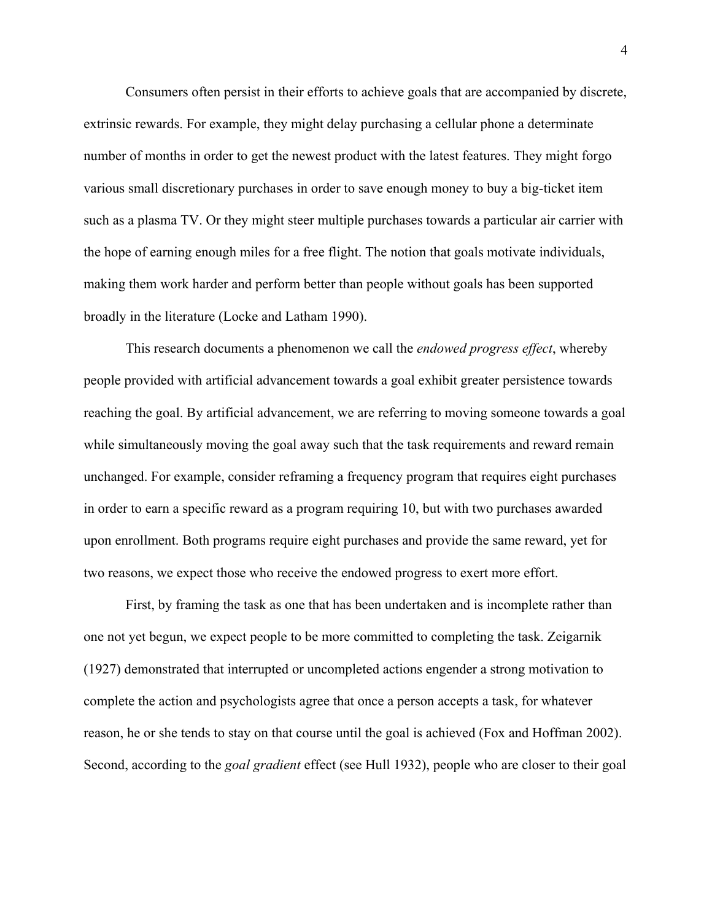Consumers often persist in their efforts to achieve goals that are accompanied by discrete, extrinsic rewards. For example, they might delay purchasing a cellular phone a determinate number of months in order to get the newest product with the latest features. They might forgo various small discretionary purchases in order to save enough money to buy a big-ticket item such as a plasma TV. Or they might steer multiple purchases towards a particular air carrier with the hope of earning enough miles for a free flight. The notion that goals motivate individuals, making them work harder and perform better than people without goals has been supported broadly in the literature (Locke and Latham 1990).

This research documents a phenomenon we call the *endowed progress effect*, whereby people provided with artificial advancement towards a goal exhibit greater persistence towards reaching the goal. By artificial advancement, we are referring to moving someone towards a goal while simultaneously moving the goal away such that the task requirements and reward remain unchanged. For example, consider reframing a frequency program that requires eight purchases in order to earn a specific reward as a program requiring 10, but with two purchases awarded upon enrollment. Both programs require eight purchases and provide the same reward, yet for two reasons, we expect those who receive the endowed progress to exert more effort.

First, by framing the task as one that has been undertaken and is incomplete rather than one not yet begun, we expect people to be more committed to completing the task. Zeigarnik (1927) demonstrated that interrupted or uncompleted actions engender a strong motivation to complete the action and psychologists agree that once a person accepts a task, for whatever reason, he or she tends to stay on that course until the goal is achieved (Fox and Hoffman 2002). Second, according to the *goal gradient* effect (see Hull 1932), people who are closer to their goal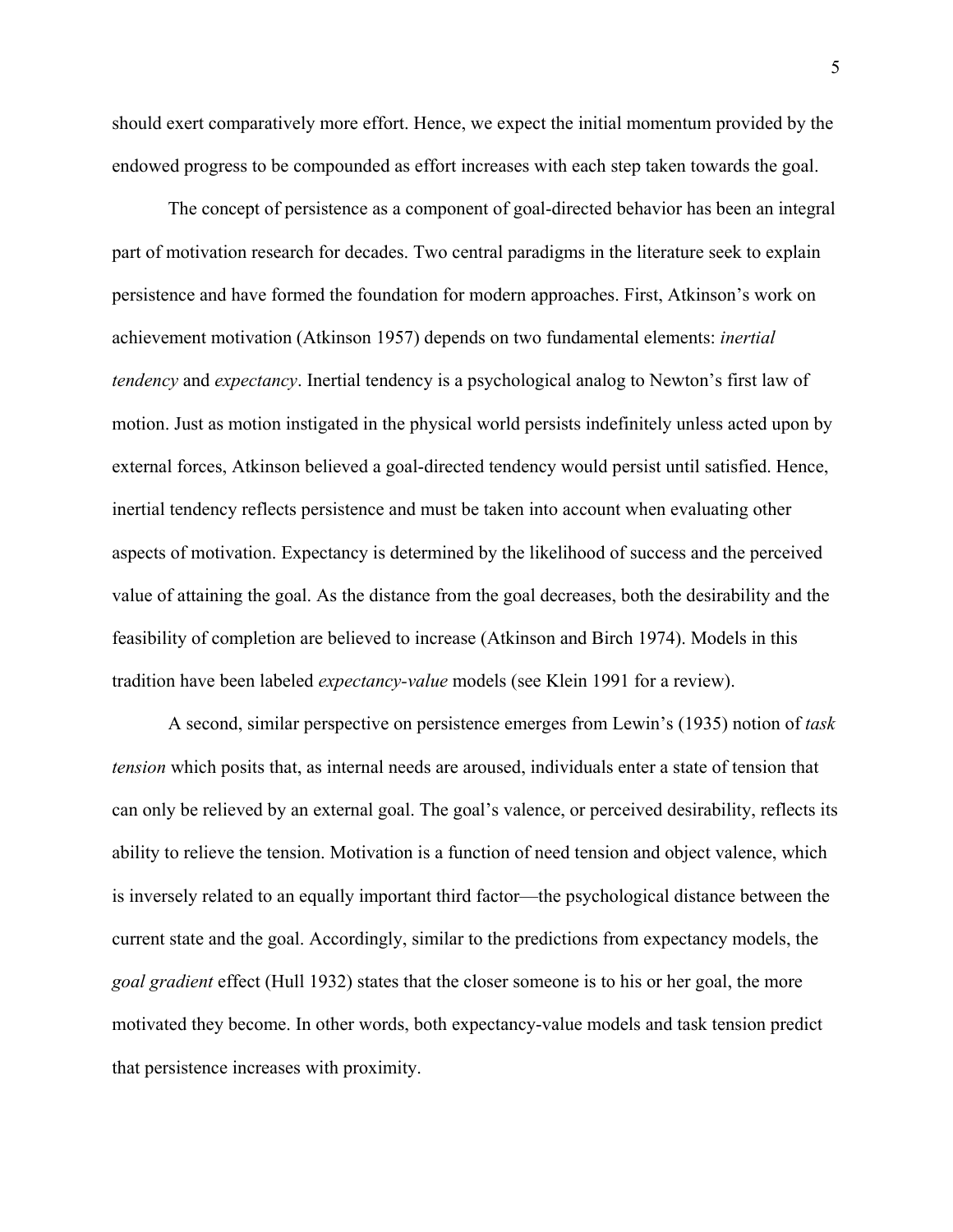should exert comparatively more effort. Hence, we expect the initial momentum provided by the endowed progress to be compounded as effort increases with each step taken towards the goal.

The concept of persistence as a component of goal-directed behavior has been an integral part of motivation research for decades. Two central paradigms in the literature seek to explain persistence and have formed the foundation for modern approaches. First, Atkinson's work on achievement motivation (Atkinson 1957) depends on two fundamental elements: *inertial tendency* and *expectancy*. Inertial tendency is a psychological analog to Newton's first law of motion. Just as motion instigated in the physical world persists indefinitely unless acted upon by external forces, Atkinson believed a goal-directed tendency would persist until satisfied. Hence, inertial tendency reflects persistence and must be taken into account when evaluating other aspects of motivation. Expectancy is determined by the likelihood of success and the perceived value of attaining the goal. As the distance from the goal decreases, both the desirability and the feasibility of completion are believed to increase (Atkinson and Birch 1974). Models in this tradition have been labeled *expectancy-value* models (see Klein 1991 for a review).

A second, similar perspective on persistence emerges from Lewin's (1935) notion of *task tension* which posits that, as internal needs are aroused, individuals enter a state of tension that can only be relieved by an external goal. The goal's valence, or perceived desirability, reflects its ability to relieve the tension. Motivation is a function of need tension and object valence, which is inversely related to an equally important third factor—the psychological distance between the current state and the goal. Accordingly, similar to the predictions from expectancy models, the *goal gradient* effect (Hull 1932) states that the closer someone is to his or her goal, the more motivated they become. In other words, both expectancy-value models and task tension predict that persistence increases with proximity.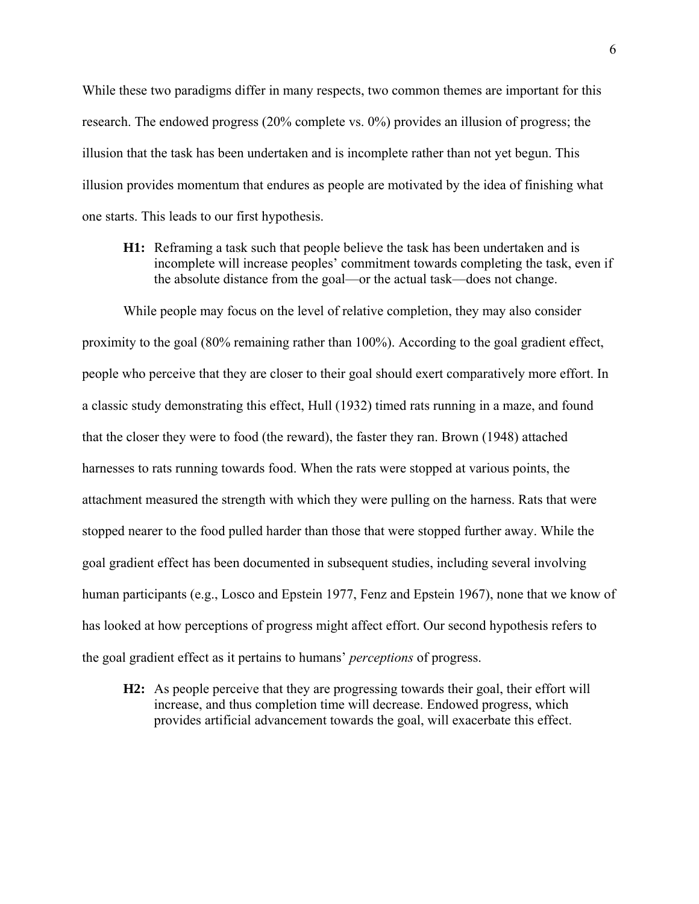While these two paradigms differ in many respects, two common themes are important for this research. The endowed progress (20% complete vs. 0%) provides an illusion of progress; the illusion that the task has been undertaken and is incomplete rather than not yet begun. This illusion provides momentum that endures as people are motivated by the idea of finishing what one starts. This leads to our first hypothesis.

> **H1:** Reframing a task such that people believe the task has been undertaken and is incomplete will increase peoples' commitment towards completing the task, even if the absolute distance from the goal—or the actual task—does not change.

While people may focus on the level of relative completion, they may also consider proximity to the goal (80% remaining rather than 100%). According to the goal gradient effect, people who perceive that they are closer to their goal should exert comparatively more effort. In a classic study demonstrating this effect, Hull (1932) timed rats running in a maze, and found that the closer they were to food (the reward), the faster they ran. Brown (1948) attached harnesses to rats running towards food. When the rats were stopped at various points, the attachment measured the strength with which they were pulling on the harness. Rats that were stopped nearer to the food pulled harder than those that were stopped further away. While the goal gradient effect has been documented in subsequent studies, including several involving human participants (e.g., Losco and Epstein 1977, Fenz and Epstein 1967), none that we know of has looked at how perceptions of progress might affect effort. Our second hypothesis refers to the goal gradient effect as it pertains to humans' *perceptions* of progress.

> **H2:** As people perceive that they are progressing towards their goal, their effort will increase, and thus completion time will decrease. Endowed progress, which provides artificial advancement towards the goal, will exacerbate this effect.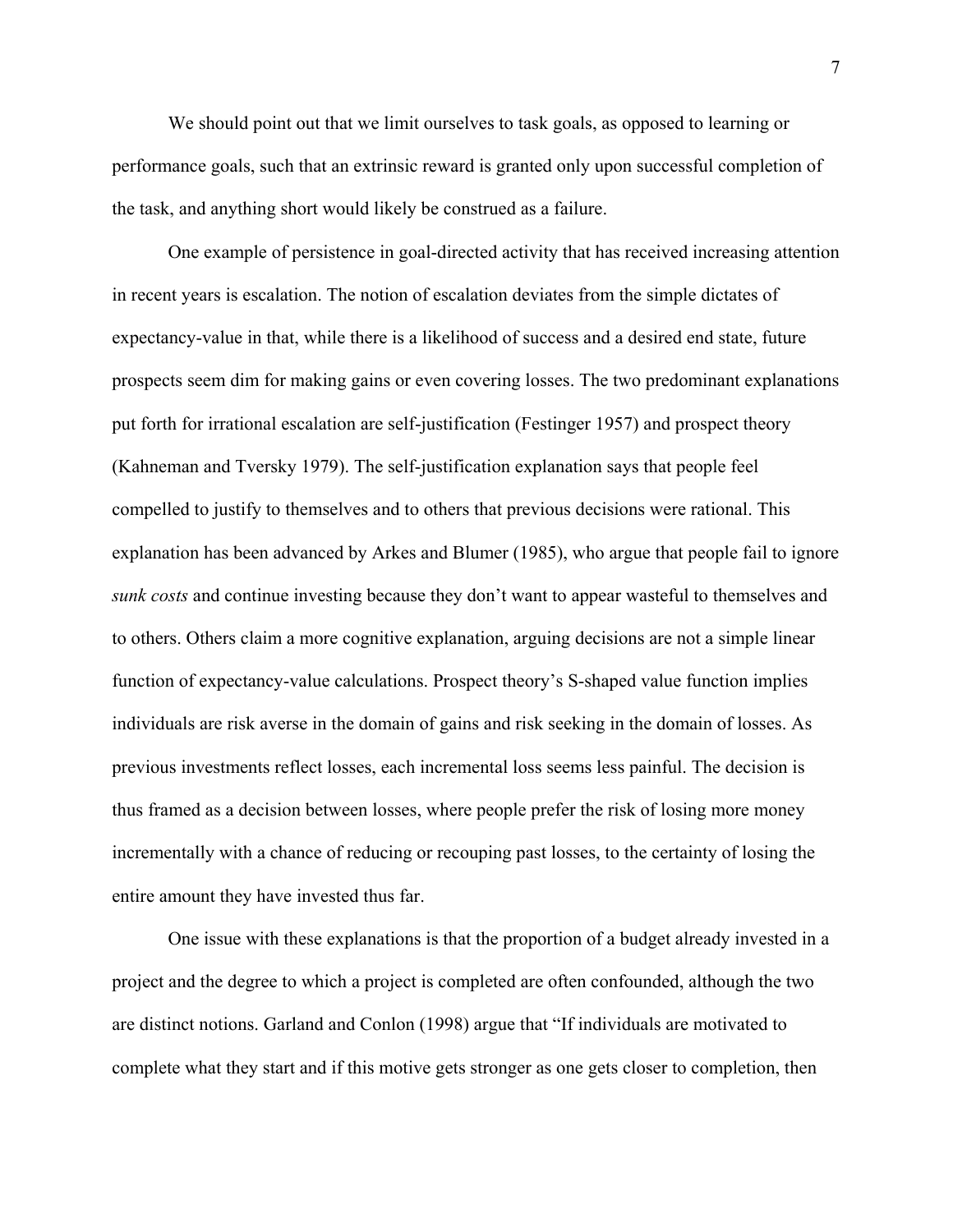We should point out that we limit ourselves to task goals, as opposed to learning or performance goals, such that an extrinsic reward is granted only upon successful completion of the task, and anything short would likely be construed as a failure.

One example of persistence in goal-directed activity that has received increasing attention in recent years is escalation. The notion of escalation deviates from the simple dictates of expectancy-value in that, while there is a likelihood of success and a desired end state, future prospects seem dim for making gains or even covering losses. The two predominant explanations put forth for irrational escalation are self-justification (Festinger 1957) and prospect theory (Kahneman and Tversky 1979). The self-justification explanation says that people feel compelled to justify to themselves and to others that previous decisions were rational. This explanation has been advanced by Arkes and Blumer (1985), who argue that people fail to ignore *sunk costs* and continue investing because they don't want to appear wasteful to themselves and to others. Others claim a more cognitive explanation, arguing decisions are not a simple linear function of expectancy-value calculations. Prospect theory's S-shaped value function implies individuals are risk averse in the domain of gains and risk seeking in the domain of losses. As previous investments reflect losses, each incremental loss seems less painful. The decision is thus framed as a decision between losses, where people prefer the risk of losing more money incrementally with a chance of reducing or recouping past losses, to the certainty of losing the entire amount they have invested thus far.

One issue with these explanations is that the proportion of a budget already invested in a project and the degree to which a project is completed are often confounded, although the two are distinct notions. Garland and Conlon (1998) argue that "If individuals are motivated to complete what they start and if this motive gets stronger as one gets closer to completion, then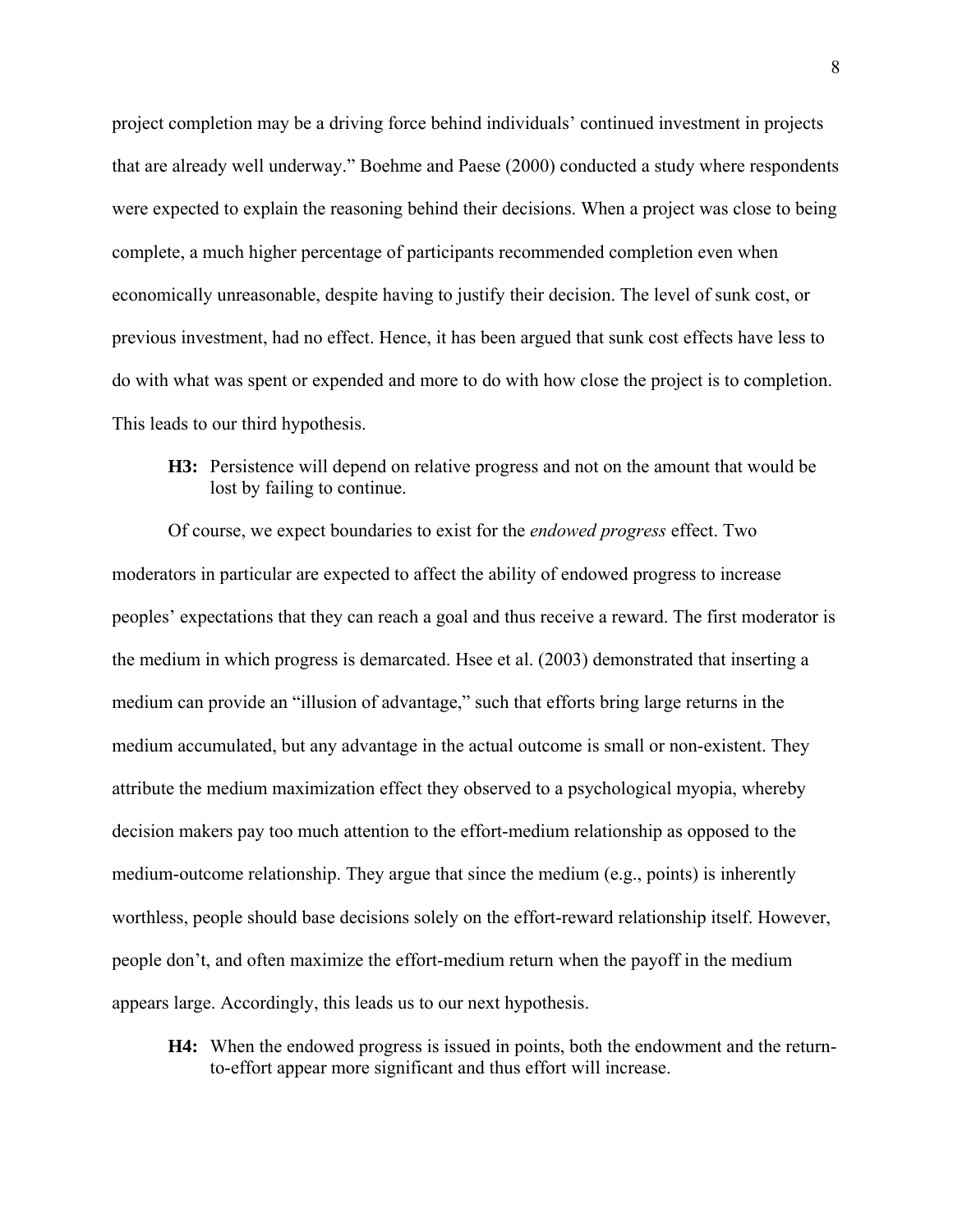project completion may be a driving force behind individuals' continued investment in projects that are already well underway." Boehme and Paese (2000) conducted a study where respondents were expected to explain the reasoning behind their decisions. When a project was close to being complete, a much higher percentage of participants recommended completion even when economically unreasonable, despite having to justify their decision. The level of sunk cost, or previous investment, had no effect. Hence, it has been argued that sunk cost effects have less to do with what was spent or expended and more to do with how close the project is to completion. This leads to our third hypothesis.

**H3:** Persistence will depend on relative progress and not on the amount that would be lost by failing to continue.

Of course, we expect boundaries to exist for the *endowed progress* effect. Two moderators in particular are expected to affect the ability of endowed progress to increase peoples' expectations that they can reach a goal and thus receive a reward. The first moderator is the medium in which progress is demarcated. Hsee et al. (2003) demonstrated that inserting a medium can provide an "illusion of advantage," such that efforts bring large returns in the medium accumulated, but any advantage in the actual outcome is small or non-existent. They attribute the medium maximization effect they observed to a psychological myopia, whereby decision makers pay too much attention to the effort-medium relationship as opposed to the medium-outcome relationship. They argue that since the medium (e.g., points) is inherently worthless, people should base decisions solely on the effort-reward relationship itself. However, people don't, and often maximize the effort-medium return when the payoff in the medium appears large. Accordingly, this leads us to our next hypothesis.

**H4:** When the endowed progress is issued in points, both the endowment and the return-to-effort appear more significant and thus effort will increase.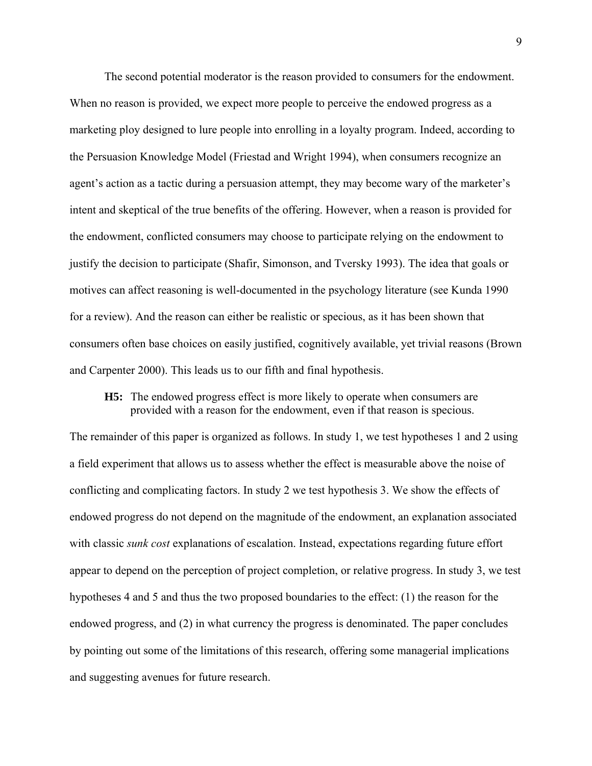The second potential moderator is the reason provided to consumers for the endowment. When no reason is provided, we expect more people to perceive the endowed progress as a marketing ploy designed to lure people into enrolling in a loyalty program. Indeed, according to the Persuasion Knowledge Model (Friestad and Wright 1994), when consumers recognize an agent's action as a tactic during a persuasion attempt, they may become wary of the marketer's intent and skeptical of the true benefits of the offering. However, when a reason is provided for the endowment, conflicted consumers may choose to participate relying on the endowment to justify the decision to participate (Shafir, Simonson, and Tversky 1993). The idea that goals or motives can affect reasoning is well-documented in the psychology literature (see Kunda 1990 for a review). And the reason can either be realistic or specious, as it has been shown that consumers often base choices on easily justified, cognitively available, yet trivial reasons (Brown and Carpenter 2000). This leads us to our fifth and final hypothesis.

> **H5:** The endowed progress effect is more likely to operate when consumers are provided with a reason for the endowment, even if that reason is specious.

The remainder of this paper is organized as follows. In study 1, we test hypotheses 1 and 2 using a field experiment that allows us to assess whether the effect is measurable above the noise of conflicting and complicating factors. In study 2 we test hypothesis 3. We show the effects of endowed progress do not depend on the magnitude of the endowment, an explanation associated with classic *sunk cost* explanations of escalation. Instead, expectations regarding future effort appear to depend on the perception of project completion, or relative progress. In study 3, we test hypotheses 4 and 5 and thus the two proposed boundaries to the effect: (1) the reason for the endowed progress, and (2) in what currency the progress is denominated. The paper concludes by pointing out some of the limitations of this research, offering some managerial implications and suggesting avenues for future research.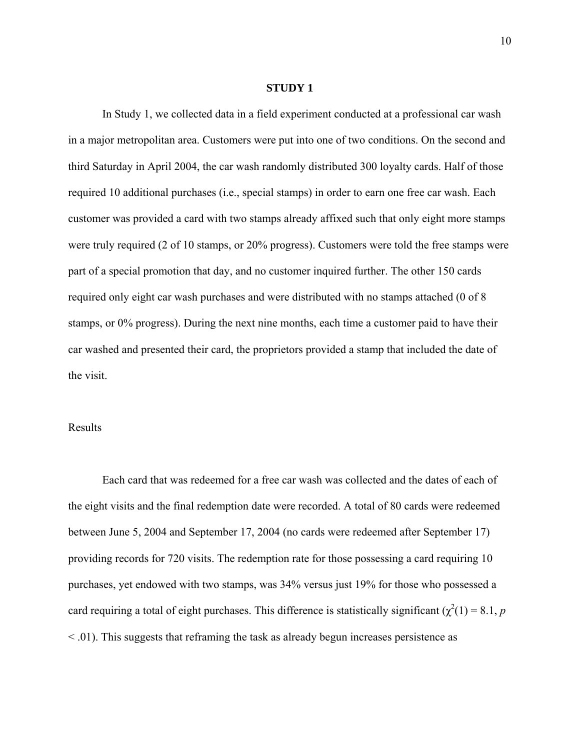## STUDY 1

In Study 1, we collected data in a field experiment conducted at a professional car wash in a major metropolitan area. Customers were put into one of two conditions. On the second and third Saturday in April 2004, the car wash randomly distributed 300 loyalty cards. Half of those required 10 additional purchases (i.e., special stamps) in order to earn one free car wash. Each customer was provided a card with two stamps already affixed such that only eight more stamps were truly required (2 of 10 stamps, or 20% progress). Customers were told the free stamps were part of a special promotion that day, and no customer inquired further. The other 150 cards required only eight car wash purchases and were distributed with no stamps attached (0 of 8 stamps, or 0% progress). During the next nine months, each time a customer paid to have their car washed and presented their card, the proprietors provided a stamp that included the date of the visit.

### Results

Each card that was redeemed for a free car wash was collected and the dates of each of the eight visits and the final redemption date were recorded. A total of 80 cards were redeemed between June 5, 2004 and September 17, 2004 (no cards were redeemed after September 17) providing records for 720 visits. The redemption rate for those possessing a card requiring 10 purchases, yet endowed with two stamps, was 34% versus just 19% for those who possessed a card requiring a total of eight purchases. This difference is statistically significant ($\chi^2(1) = 8.1$, $p < .01$). This suggests that reframing the task as already begun increases persistence as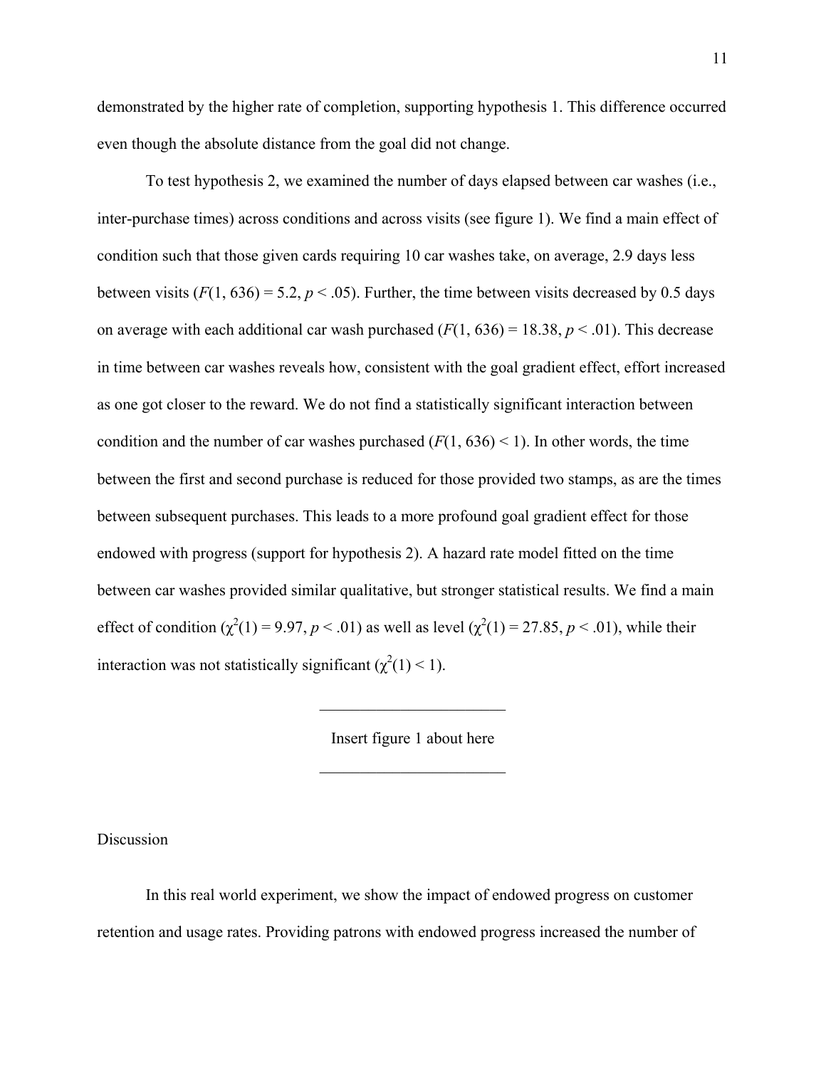demonstrated by the higher rate of completion, supporting hypothesis 1. This difference occurred even though the absolute distance from the goal did not change.

To test hypothesis 2, we examined the number of days elapsed between car washes (i.e., inter-purchase times) across conditions and across visits (see figure 1). We find a main effect of condition such that those given cards requiring 10 car washes take, on average, 2.9 days less between visits ($F(1, 636) = 5.2$, $p < .05$). Further, the time between visits decreased by 0.5 days on average with each additional car wash purchased ($F(1, 636) = 18.38$, $p < .01$). This decrease in time between car washes reveals how, consistent with the goal gradient effect, effort increased as one got closer to the reward. We do not find a statistically significant interaction between condition and the number of car washes purchased ($F(1, 636) < 1$). In other words, the time between the first and second purchase is reduced for those provided two stamps, as are the times between subsequent purchases. This leads to a more profound goal gradient effect for those endowed with progress (support for hypothesis 2). A hazard rate model fitted on the time between car washes provided similar qualitative, but stronger statistical results. We find a main effect of condition ($\chi^2(1) = 9.97$, $p < .01$) as well as level ($\chi^2(1) = 27.85$, $p < .01$), while their interaction was not statistically significant ($\chi^2(1) < 1$).

---

Insert figure 1 about here

---

Discussion

In this real world experiment, we show the impact of endowed progress on customer retention and usage rates. Providing patrons with endowed progress increased the number of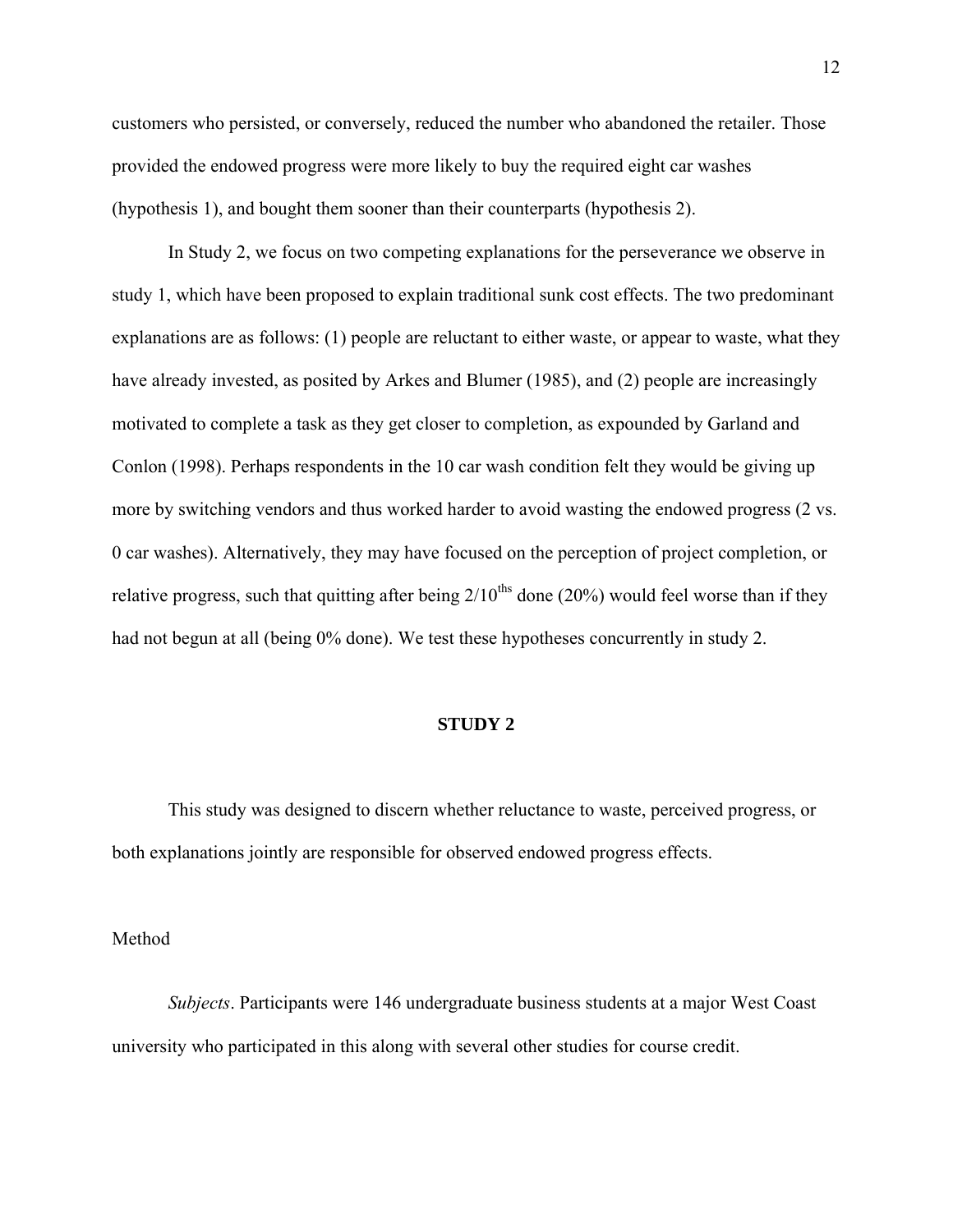customers who persisted, or conversely, reduced the number who abandoned the retailer. Those provided the endowed progress were more likely to buy the required eight car washes (hypothesis 1), and bought them sooner than their counterparts (hypothesis 2).

In Study 2, we focus on two competing explanations for the perseverance we observe in study 1, which have been proposed to explain traditional sunk cost effects. The two predominant explanations are as follows: (1) people are reluctant to either waste, or appear to waste, what they have already invested, as posited by Arkes and Blumer (1985), and (2) people are increasingly motivated to complete a task as they get closer to completion, as expounded by Garland and Conlon (1998). Perhaps respondents in the 10 car wash condition felt they would be giving up more by switching vendors and thus worked harder to avoid wasting the endowed progress (2 vs. 0 car washes). Alternatively, they may have focused on the perception of project completion, or relative progress, such that quitting after being 2/10ths done (20%) would feel worse than if they had not begun at all (being 0% done). We test these hypotheses concurrently in study 2.

## STUDY 2

This study was designed to discern whether reluctance to waste, perceived progress, or both explanations jointly are responsible for observed endowed progress effects.

### Method

*Subjects*. Participants were 146 undergraduate business students at a major West Coast university who participated in this along with several other studies for course credit.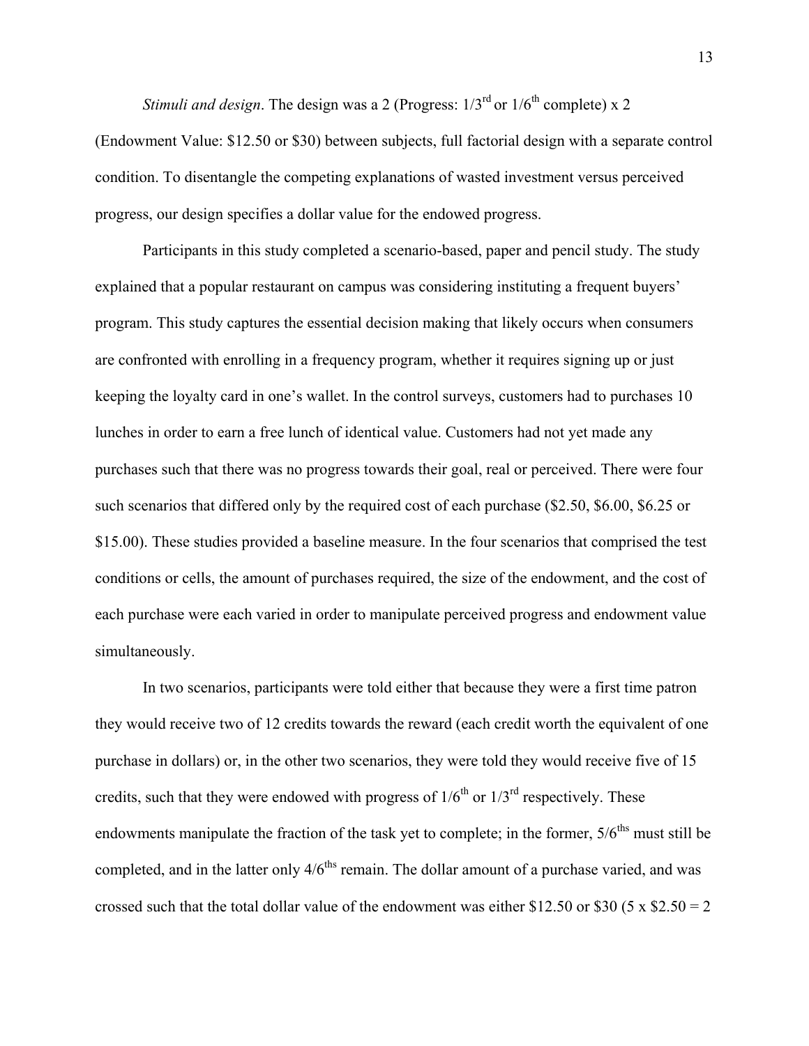*Stimuli and design*. The design was a 2 (Progress: 1/3rd or 1/6th complete) x 2 (Endowment Value: $12.50 or $30) between subjects, full factorial design with a separate control condition. To disentangle the competing explanations of wasted investment versus perceived progress, our design specifies a dollar value for the endowed progress.

Participants in this study completed a scenario-based, paper and pencil study. The study explained that a popular restaurant on campus was considering instituting a frequent buyers' program. This study captures the essential decision making that likely occurs when consumers are confronted with enrolling in a frequency program, whether it requires signing up or just keeping the loyalty card in one's wallet. In the control surveys, customers had to purchases 10 lunches in order to earn a free lunch of identical value. Customers had not yet made any purchases such that there was no progress towards their goal, real or perceived. There were four such scenarios that differed only by the required cost of each purchase ($2.50, $6.00, $6.25 or $15.00). These studies provided a baseline measure. In the four scenarios that comprised the test conditions or cells, the amount of purchases required, the size of the endowment, and the cost of each purchase were each varied in order to manipulate perceived progress and endowment value simultaneously.

In two scenarios, participants were told either that because they were a first time patron they would receive two of 12 credits towards the reward (each credit worth the equivalent of one purchase in dollars) or, in the other two scenarios, they were told they would receive five of 15 credits, such that they were endowed with progress of 1/6th or 1/3rd respectively. These endowments manipulate the fraction of the task yet to complete; in the former, 5/6ths must still be completed, and in the latter only 4/6ths remain. The dollar amount of a purchase varied, and was crossed such that the total dollar value of the endowment was either $12.50 or $30 (5 x $2.50 = 2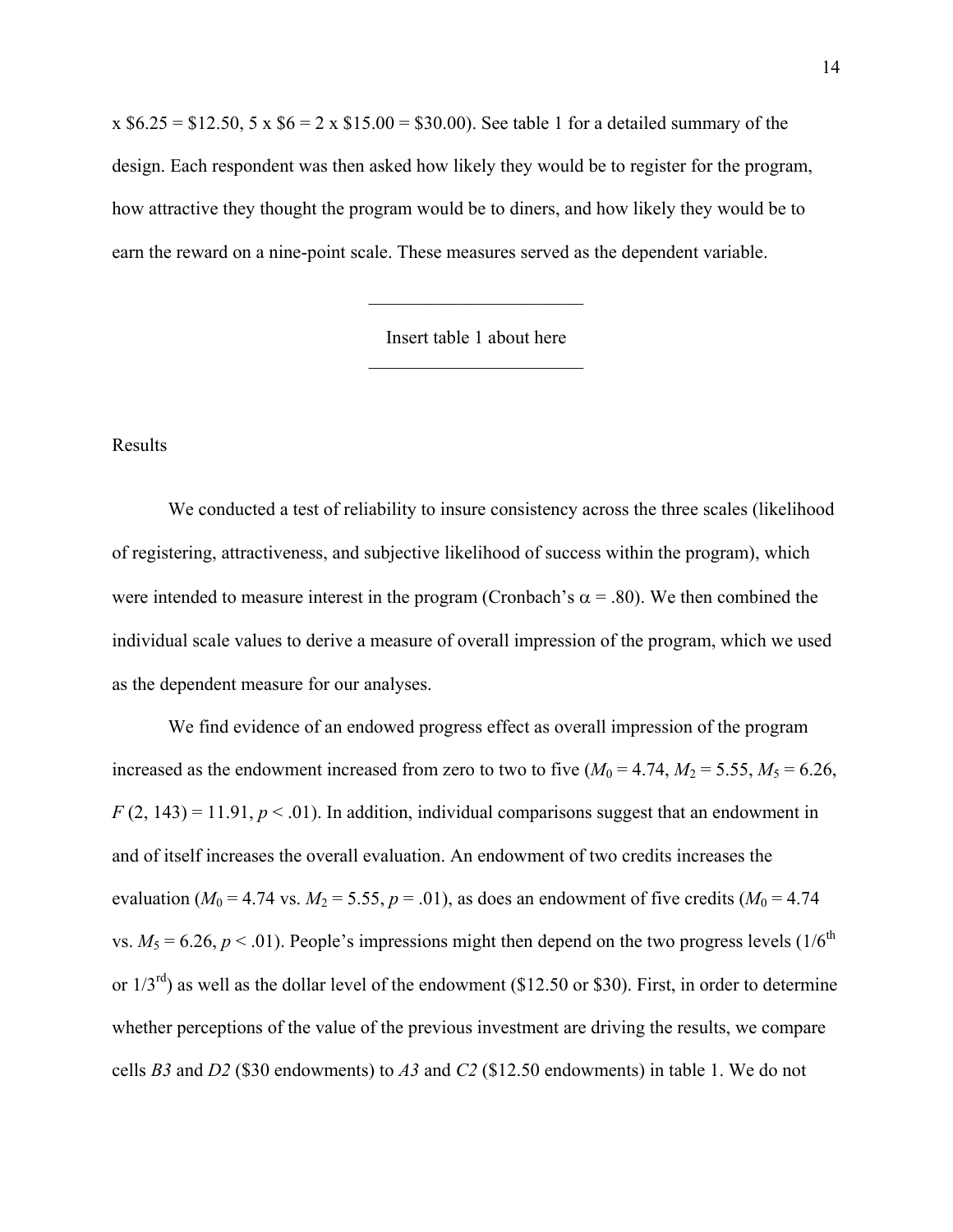x \$6.25 = \$12.50, 5 x \$6 = 2 x \$15.00 = \$30.00). See table 1 for a detailed summary of the design. Each respondent was then asked how likely they would be to register for the program, how attractive they thought the program would be to diners, and how likely they would be to earn the reward on a nine-point scale. These measures served as the dependent variable.

---

Insert table 1 about here

---

Results

We conducted a test of reliability to insure consistency across the three scales (likelihood of registering, attractiveness, and subjective likelihood of success within the program), which were intended to measure interest in the program (Cronbach's $\alpha = .80$). We then combined the individual scale values to derive a measure of overall impression of the program, which we used as the dependent measure for our analyses.

We find evidence of an endowed progress effect as overall impression of the program increased as the endowment increased from zero to two to five ($M_0 = 4.74$, $M_2 = 5.55$, $M_5 = 6.26$, $F(2, 143) = 11.91$, $p < .01$). In addition, individual comparisons suggest that an endowment in and of itself increases the overall evaluation. An endowment of two credits increases the evaluation ($M_0 = 4.74$ vs. $M_2 = 5.55$, $p = .01$), as does an endowment of five credits ($M_0 = 4.74$ vs. $M_5 = 6.26$, $p < .01$). People's impressions might then depend on the two progress levels ($1/6^{th}$ or $1/3^{rd}$) as well as the dollar level of the endowment (\$12.50 or \$30). First, in order to determine whether perceptions of the value of the previous investment are driving the results, we compare cells *B3* and *D2* (\$30 endowments) to *A3* and *C2* (\$12.50 endowments) in table 1. We do not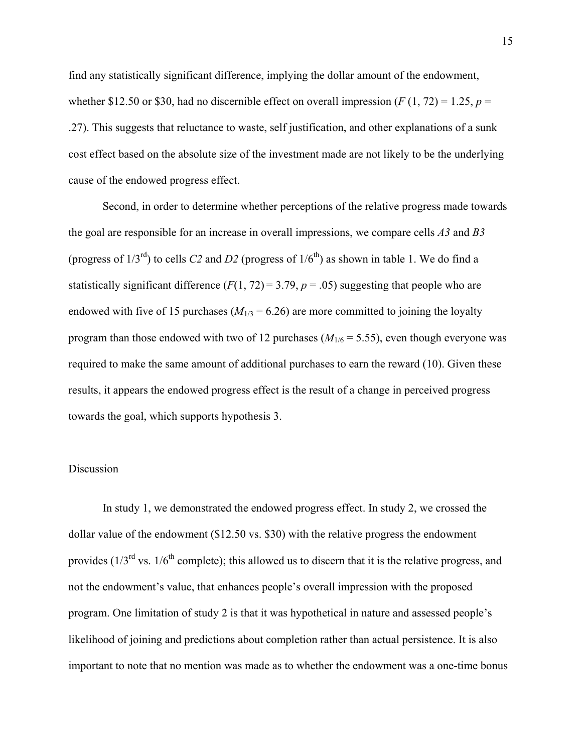find any statistically significant difference, implying the dollar amount of the endowment, whether \$12.50 or \$30, had no discernible effect on overall impression ($F\,(1, 72) = 1.25$, $p = .27$). This suggests that reluctance to waste, self justification, and other explanations of a sunk cost effect based on the absolute size of the investment made are not likely to be the underlying cause of the endowed progress effect.

Second, in order to determine whether perceptions of the relative progress made towards the goal are responsible for an increase in overall impressions, we compare cells *A3* and *B3* (progress of 1/3rd) to cells *C2* and *D2* (progress of 1/6th) as shown in table 1. We do find a statistically significant difference ($F(1, 72) = 3.79$, $p = .05$) suggesting that people who are endowed with five of 15 purchases ($M_{1/3} = 6.26$) are more committed to joining the loyalty program than those endowed with two of 12 purchases ($M_{1/6} = 5.55$), even though everyone was required to make the same amount of additional purchases to earn the reward (10). Given these results, it appears the endowed progress effect is the result of a change in perceived progress towards the goal, which supports hypothesis 3.

## Discussion

In study 1, we demonstrated the endowed progress effect. In study 2, we crossed the dollar value of the endowment (\$12.50 vs. \$30) with the relative progress the endowment provides (1/3rd vs. 1/6th complete); this allowed us to discern that it is the relative progress, and not the endowment's value, that enhances people's overall impression with the proposed program. One limitation of study 2 is that it was hypothetical in nature and assessed people's likelihood of joining and predictions about completion rather than actual persistence. It is also important to note that no mention was made as to whether the endowment was a one-time bonus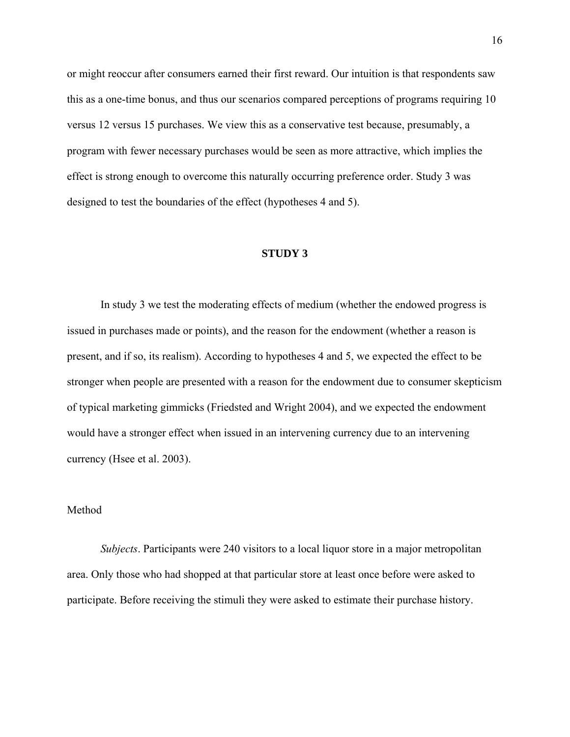or might reoccur after consumers earned their first reward. Our intuition is that respondents saw this as a one-time bonus, and thus our scenarios compared perceptions of programs requiring 10 versus 12 versus 15 purchases. We view this as a conservative test because, presumably, a program with fewer necessary purchases would be seen as more attractive, which implies the effect is strong enough to overcome this naturally occurring preference order. Study 3 was designed to test the boundaries of the effect (hypotheses 4 and 5).

## STUDY 3

In study 3 we test the moderating effects of medium (whether the endowed progress is issued in purchases made or points), and the reason for the endowment (whether a reason is present, and if so, its realism). According to hypotheses 4 and 5, we expected the effect to be stronger when people are presented with a reason for the endowment due to consumer skepticism of typical marketing gimmicks (Friedsted and Wright 2004), and we expected the endowment would have a stronger effect when issued in an intervening currency due to an intervening currency (Hsee et al. 2003).

### Method

*Subjects*. Participants were 240 visitors to a local liquor store in a major metropolitan area. Only those who had shopped at that particular store at least once before were asked to participate. Before receiving the stimuli they were asked to estimate their purchase history.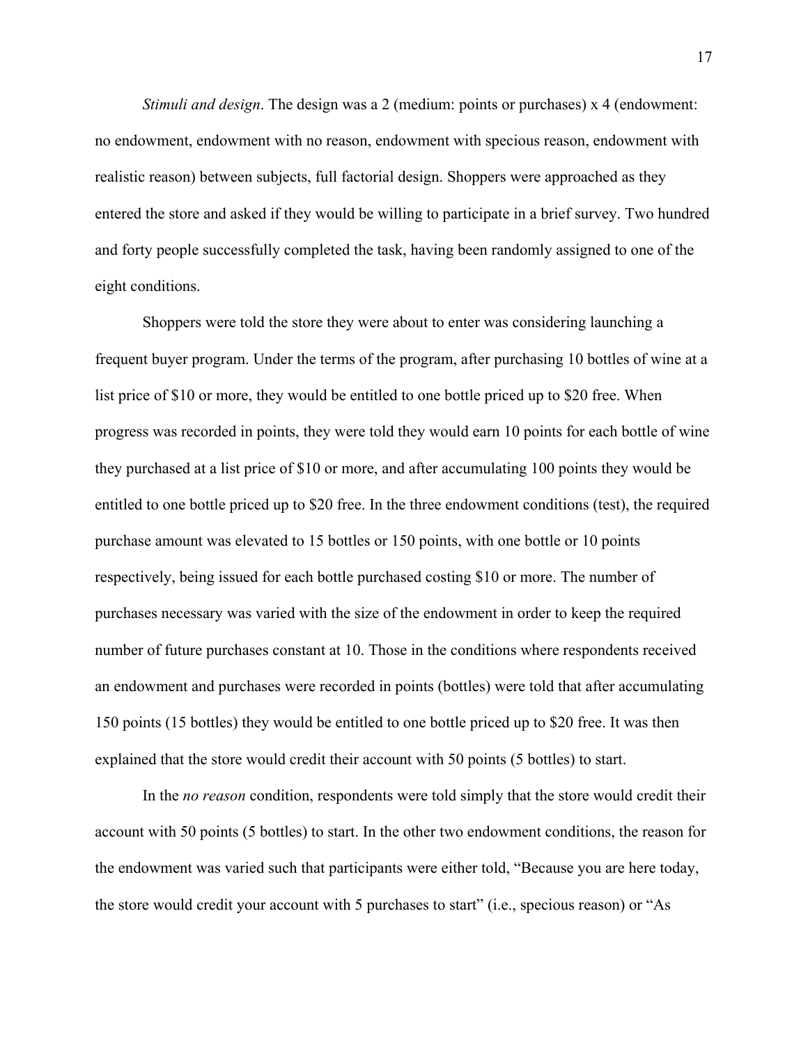*Stimuli and design*. The design was a 2 (medium: points or purchases) x 4 (endowment: no endowment, endowment with no reason, endowment with specious reason, endowment with realistic reason) between subjects, full factorial design. Shoppers were approached as they entered the store and asked if they would be willing to participate in a brief survey. Two hundred and forty people successfully completed the task, having been randomly assigned to one of the eight conditions.

Shoppers were told the store they were about to enter was considering launching a frequent buyer program. Under the terms of the program, after purchasing 10 bottles of wine at a list price of $10 or more, they would be entitled to one bottle priced up to $20 free. When progress was recorded in points, they were told they would earn 10 points for each bottle of wine they purchased at a list price of $10 or more, and after accumulating 100 points they would be entitled to one bottle priced up to $20 free. In the three endowment conditions (test), the required purchase amount was elevated to 15 bottles or 150 points, with one bottle or 10 points respectively, being issued for each bottle purchased costing $10 or more. The number of purchases necessary was varied with the size of the endowment in order to keep the required number of future purchases constant at 10. Those in the conditions where respondents received an endowment and purchases were recorded in points (bottles) were told that after accumulating 150 points (15 bottles) they would be entitled to one bottle priced up to $20 free. It was then explained that the store would credit their account with 50 points (5 bottles) to start.

In the *no reason* condition, respondents were told simply that the store would credit their account with 50 points (5 bottles) to start. In the other two endowment conditions, the reason for the endowment was varied such that participants were either told, "Because you are here today, the store would credit your account with 5 purchases to start" (i.e., specious reason) or "As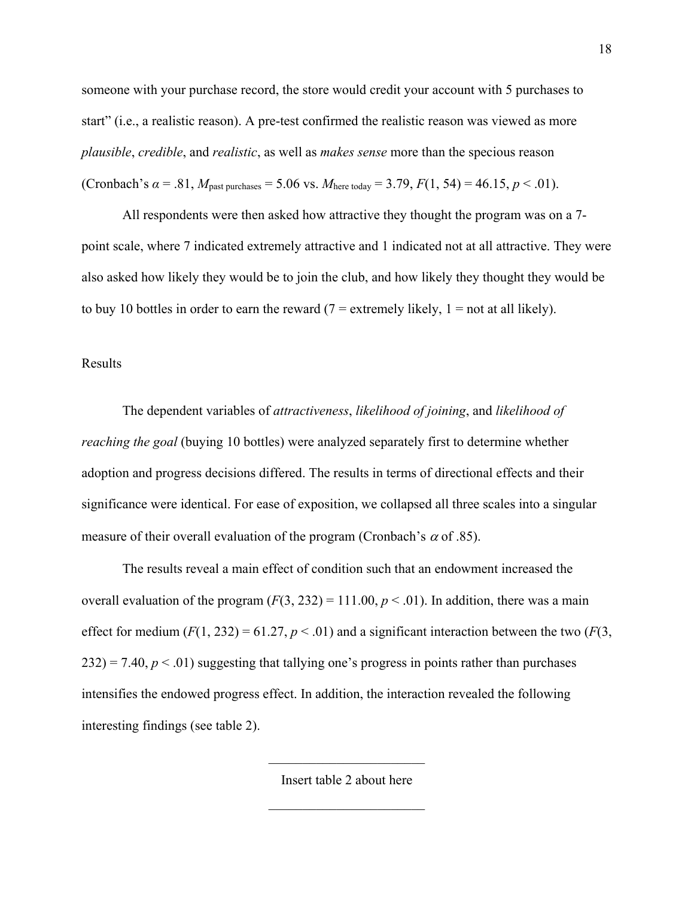someone with your purchase record, the store would credit your account with 5 purchases to start" (i.e., a realistic reason). A pre-test confirmed the realistic reason was viewed as more *plausible*, *credible*, and *realistic*, as well as *makes sense* more than the specious reason (Cronbach's $\alpha = .81$, $M_{\text{past purchases}} = 5.06$ vs. $M_{\text{here today}} = 3.79$, $F(1, 54) = 46.15$, $p < .01$).

All respondents were then asked how attractive they thought the program was on a 7-point scale, where 7 indicated extremely attractive and 1 indicated not at all attractive. They were also asked how likely they would be to join the club, and how likely they thought they would be to buy 10 bottles in order to earn the reward (7 = extremely likely, 1 = not at all likely).

## Results

The dependent variables of *attractiveness*, *likelihood of joining*, and *likelihood of reaching the goal* (buying 10 bottles) were analyzed separately first to determine whether adoption and progress decisions differed. The results in terms of directional effects and their significance were identical. For ease of exposition, we collapsed all three scales into a singular measure of their overall evaluation of the program (Cronbach's $\alpha$ of .85).

The results reveal a main effect of condition such that an endowment increased the overall evaluation of the program ($F(3, 232) = 111.00$, $p < .01$). In addition, there was a main effect for medium ($F(1, 232) = 61.27$, $p < .01$) and a significant interaction between the two ($F(3, 232) = 7.40$, $p < .01$) suggesting that tallying one's progress in points rather than purchases intensifies the endowed progress effect. In addition, the interaction revealed the following interesting findings (see table 2).

Insert table 2 about here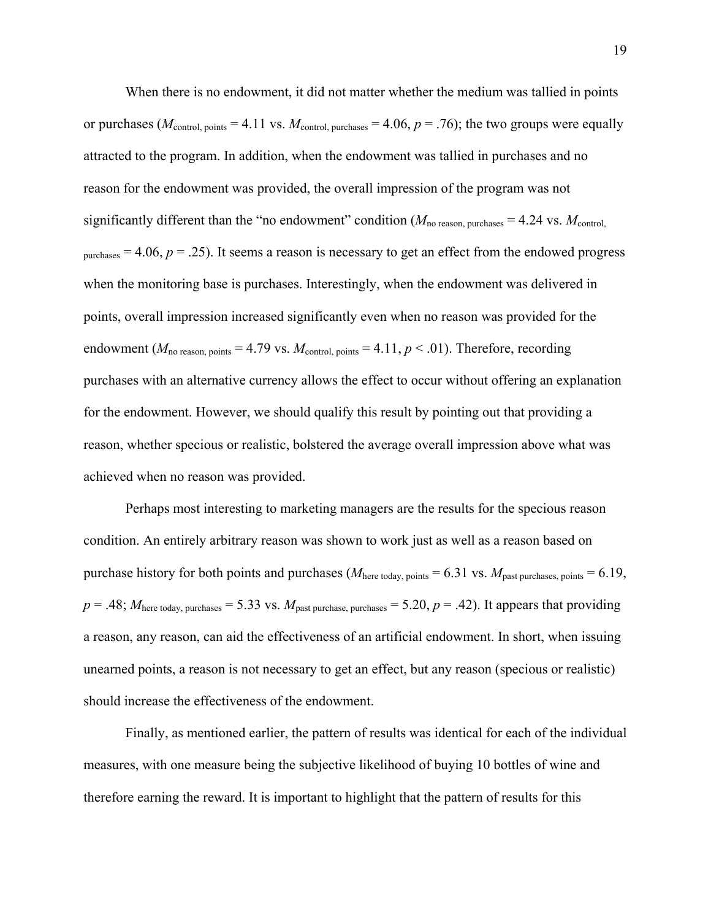When there is no endowment, it did not matter whether the medium was tallied in points or purchases ($M_{\text{control, points}} = 4.11$ vs. $M_{\text{control, purchases}} = 4.06$, $p = .76$); the two groups were equally attracted to the program. In addition, when the endowment was tallied in purchases and no reason for the endowment was provided, the overall impression of the program was not significantly different than the "no endowment" condition ($M_{\text{no reason, purchases}} = 4.24$ vs. $M_{\text{control, purchases}} = 4.06$, $p = .25$). It seems a reason is necessary to get an effect from the endowed progress when the monitoring base is purchases. Interestingly, when the endowment was delivered in points, overall impression increased significantly even when no reason was provided for the endowment ($M_{\text{no reason, points}} = 4.79$ vs. $M_{\text{control, points}} = 4.11$, $p < .01$). Therefore, recording purchases with an alternative currency allows the effect to occur without offering an explanation for the endowment. However, we should qualify this result by pointing out that providing a reason, whether specious or realistic, bolstered the average overall impression above what was achieved when no reason was provided.

Perhaps most interesting to marketing managers are the results for the specious reason condition. An entirely arbitrary reason was shown to work just as well as a reason based on purchase history for both points and purchases ($M_{\text{here today, points}} = 6.31$ vs. $M_{\text{past purchases, points}} = 6.19$, $p = .48$; $M_{\text{here today, purchases}} = 5.33$ vs. $M_{\text{past purchase, purchases}} = 5.20$, $p = .42$). It appears that providing a reason, any reason, can aid the effectiveness of an artificial endowment. In short, when issuing unearned points, a reason is not necessary to get an effect, but any reason (specious or realistic) should increase the effectiveness of the endowment.

Finally, as mentioned earlier, the pattern of results was identical for each of the individual measures, with one measure being the subjective likelihood of buying 10 bottles of wine and therefore earning the reward. It is important to highlight that the pattern of results for this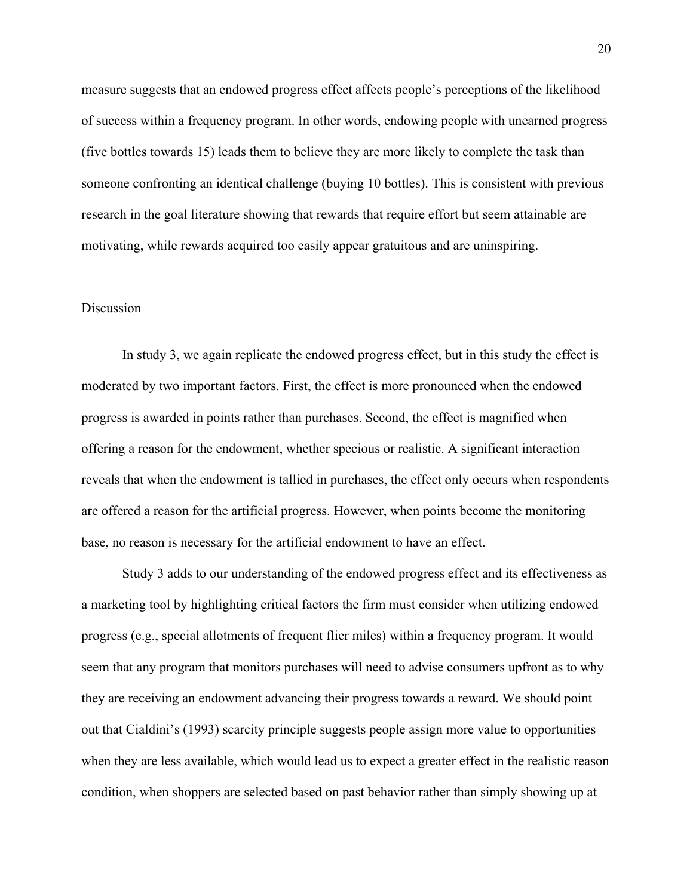measure suggests that an endowed progress effect affects people's perceptions of the likelihood of success within a frequency program. In other words, endowing people with unearned progress (five bottles towards 15) leads them to believe they are more likely to complete the task than someone confronting an identical challenge (buying 10 bottles). This is consistent with previous research in the goal literature showing that rewards that require effort but seem attainable are motivating, while rewards acquired too easily appear gratuitous and are uninspiring.

## Discussion

In study 3, we again replicate the endowed progress effect, but in this study the effect is moderated by two important factors. First, the effect is more pronounced when the endowed progress is awarded in points rather than purchases. Second, the effect is magnified when offering a reason for the endowment, whether specious or realistic. A significant interaction reveals that when the endowment is tallied in purchases, the effect only occurs when respondents are offered a reason for the artificial progress. However, when points become the monitoring base, no reason is necessary for the artificial endowment to have an effect.

Study 3 adds to our understanding of the endowed progress effect and its effectiveness as a marketing tool by highlighting critical factors the firm must consider when utilizing endowed progress (e.g., special allotments of frequent flier miles) within a frequency program. It would seem that any program that monitors purchases will need to advise consumers upfront as to why they are receiving an endowment advancing their progress towards a reward. We should point out that Cialdini's (1993) scarcity principle suggests people assign more value to opportunities when they are less available, which would lead us to expect a greater effect in the realistic reason condition, when shoppers are selected based on past behavior rather than simply showing up at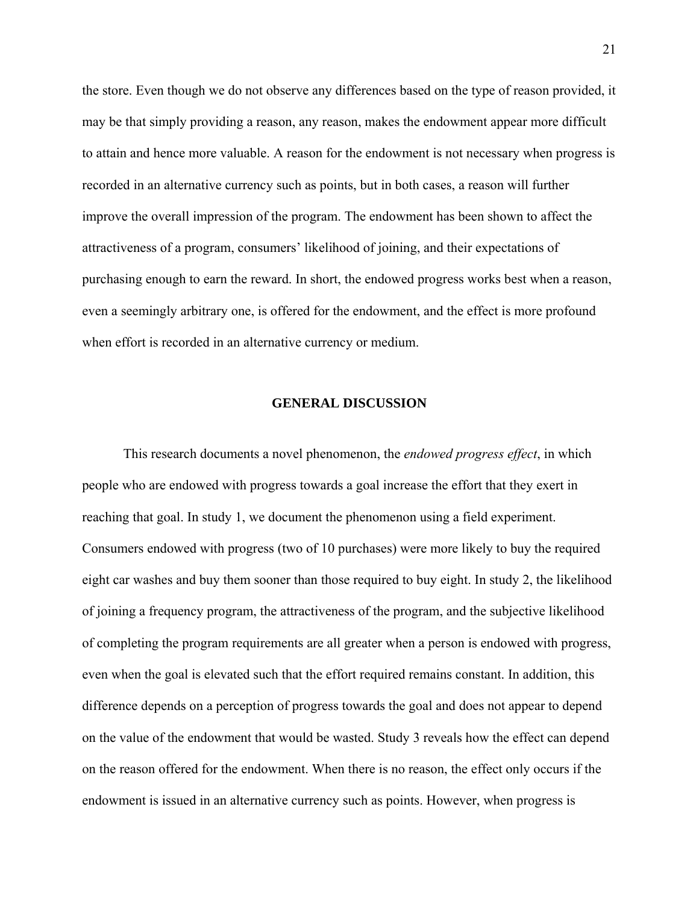the store. Even though we do not observe any differences based on the type of reason provided, it may be that simply providing a reason, any reason, makes the endowment appear more difficult to attain and hence more valuable. A reason for the endowment is not necessary when progress is recorded in an alternative currency such as points, but in both cases, a reason will further improve the overall impression of the program. The endowment has been shown to affect the attractiveness of a program, consumers' likelihood of joining, and their expectations of purchasing enough to earn the reward. In short, the endowed progress works best when a reason, even a seemingly arbitrary one, is offered for the endowment, and the effect is more profound when effort is recorded in an alternative currency or medium.

## GENERAL DISCUSSION

This research documents a novel phenomenon, the *endowed progress effect*, in which people who are endowed with progress towards a goal increase the effort that they exert in reaching that goal. In study 1, we document the phenomenon using a field experiment. Consumers endowed with progress (two of 10 purchases) were more likely to buy the required eight car washes and buy them sooner than those required to buy eight. In study 2, the likelihood of joining a frequency program, the attractiveness of the program, and the subjective likelihood of completing the program requirements are all greater when a person is endowed with progress, even when the goal is elevated such that the effort required remains constant. In addition, this difference depends on a perception of progress towards the goal and does not appear to depend on the value of the endowment that would be wasted. Study 3 reveals how the effect can depend on the reason offered for the endowment. When there is no reason, the effect only occurs if the endowment is issued in an alternative currency such as points. However, when progress is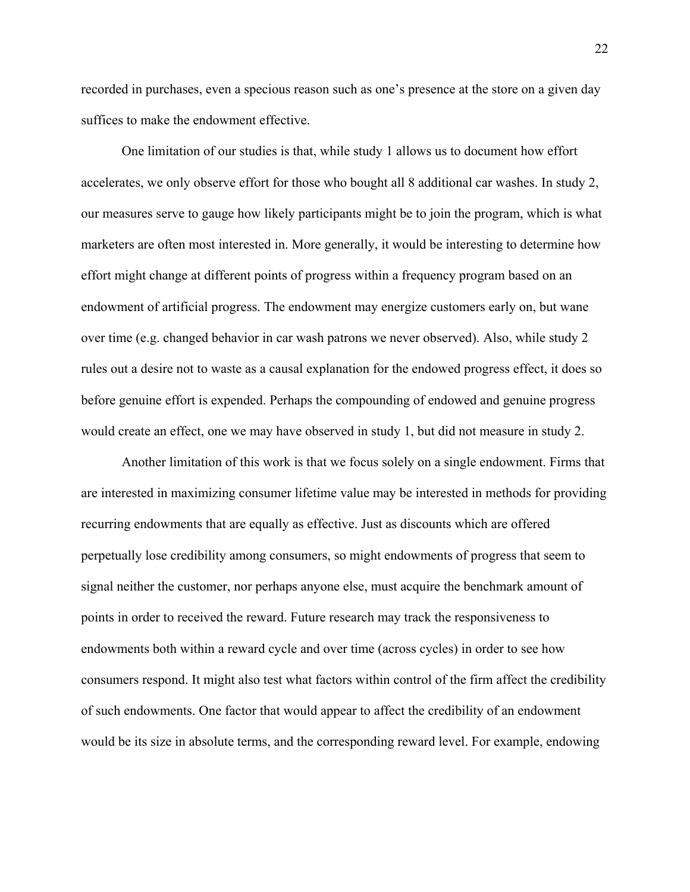recorded in purchases, even a specious reason such as one's presence at the store on a given day suffices to make the endowment effective.

One limitation of our studies is that, while study 1 allows us to document how effort accelerates, we only observe effort for those who bought all 8 additional car washes. In study 2, our measures serve to gauge how likely participants might be to join the program, which is what marketers are often most interested in. More generally, it would be interesting to determine how effort might change at different points of progress within a frequency program based on an endowment of artificial progress. The endowment may energize customers early on, but wane over time (e.g. changed behavior in car wash patrons we never observed). Also, while study 2 rules out a desire not to waste as a causal explanation for the endowed progress effect, it does so before genuine effort is expended. Perhaps the compounding of endowed and genuine progress would create an effect, one we may have observed in study 1, but did not measure in study 2.

Another limitation of this work is that we focus solely on a single endowment. Firms that are interested in maximizing consumer lifetime value may be interested in methods for providing recurring endowments that are equally as effective. Just as discounts which are offered perpetually lose credibility among consumers, so might endowments of progress that seem to signal neither the customer, nor perhaps anyone else, must acquire the benchmark amount of points in order to received the reward. Future research may track the responsiveness to endowments both within a reward cycle and over time (across cycles) in order to see how consumers respond. It might also test what factors within control of the firm affect the credibility of such endowments. One factor that would appear to affect the credibility of an endowment would be its size in absolute terms, and the corresponding reward level. For example, endowing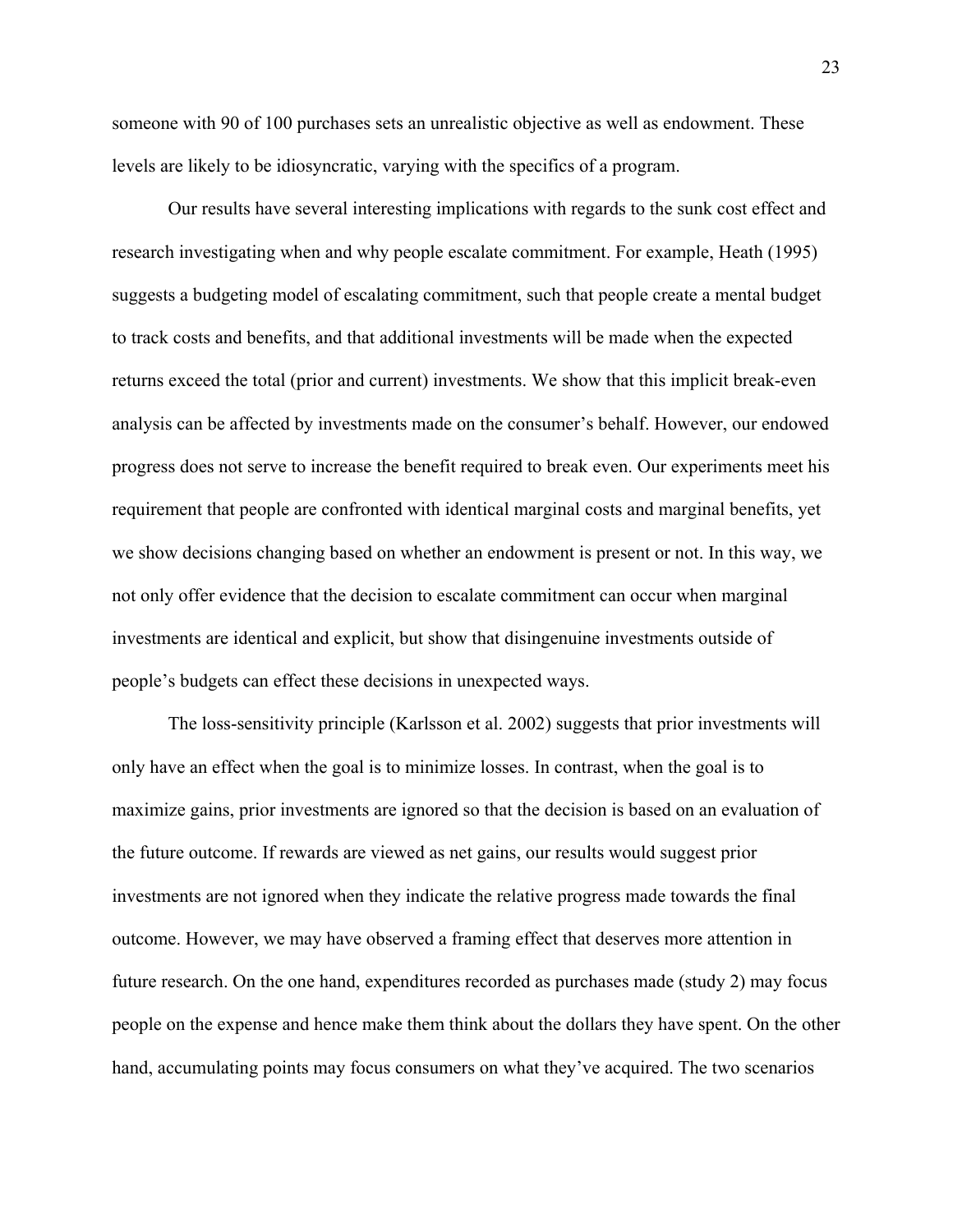someone with 90 of 100 purchases sets an unrealistic objective as well as endowment. These levels are likely to be idiosyncratic, varying with the specifics of a program.

Our results have several interesting implications with regards to the sunk cost effect and research investigating when and why people escalate commitment. For example, Heath (1995) suggests a budgeting model of escalating commitment, such that people create a mental budget to track costs and benefits, and that additional investments will be made when the expected returns exceed the total (prior and current) investments. We show that this implicit break-even analysis can be affected by investments made on the consumer's behalf. However, our endowed progress does not serve to increase the benefit required to break even. Our experiments meet his requirement that people are confronted with identical marginal costs and marginal benefits, yet we show decisions changing based on whether an endowment is present or not. In this way, we not only offer evidence that the decision to escalate commitment can occur when marginal investments are identical and explicit, but show that disingenuine investments outside of people's budgets can effect these decisions in unexpected ways.

The loss-sensitivity principle (Karlsson et al. 2002) suggests that prior investments will only have an effect when the goal is to minimize losses. In contrast, when the goal is to maximize gains, prior investments are ignored so that the decision is based on an evaluation of the future outcome. If rewards are viewed as net gains, our results would suggest prior investments are not ignored when they indicate the relative progress made towards the final outcome. However, we may have observed a framing effect that deserves more attention in future research. On the one hand, expenditures recorded as purchases made (study 2) may focus people on the expense and hence make them think about the dollars they have spent. On the other hand, accumulating points may focus consumers on what they've acquired. The two scenarios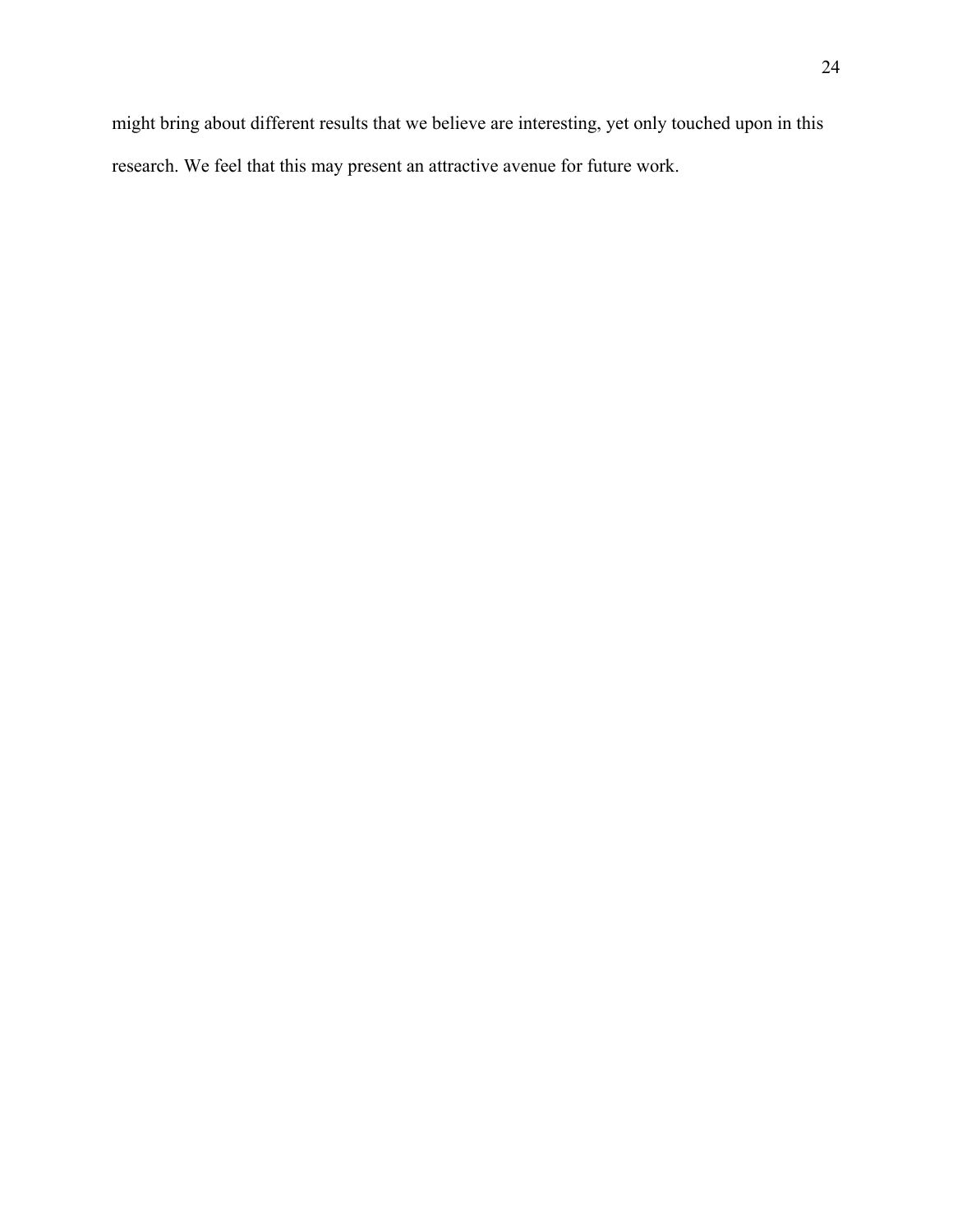might bring about different results that we believe are interesting, yet only touched upon in this research. We feel that this may present an attractive avenue for future work.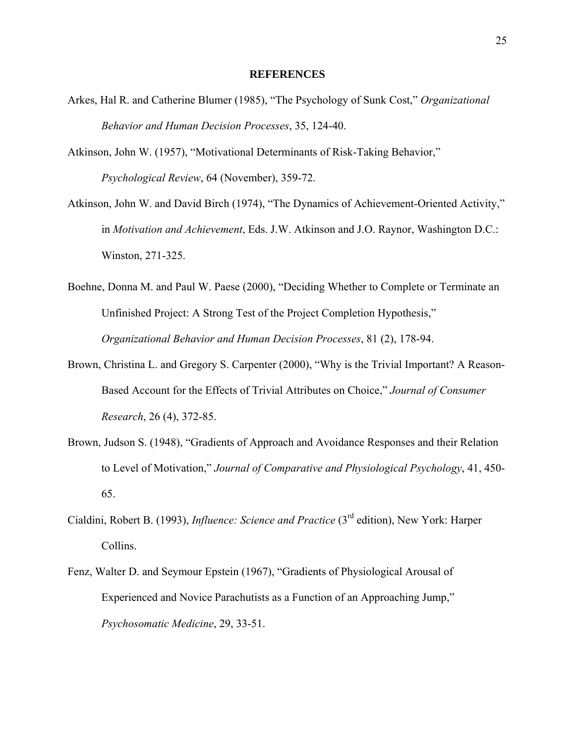## REFERENCES

Arkes, Hal R. and Catherine Blumer (1985), "The Psychology of Sunk Cost," *Organizational Behavior and Human Decision Processes*, 35, 124-40.

Atkinson, John W. (1957), "Motivational Determinants of Risk-Taking Behavior," *Psychological Review*, 64 (November), 359-72.

Atkinson, John W. and David Birch (1974), "The Dynamics of Achievement-Oriented Activity," in *Motivation and Achievement*, Eds. J.W. Atkinson and J.O. Raynor, Washington D.C.: Winston, 271-325.

Boehne, Donna M. and Paul W. Paese (2000), "Deciding Whether to Complete or Terminate an Unfinished Project: A Strong Test of the Project Completion Hypothesis," *Organizational Behavior and Human Decision Processes*, 81 (2), 178-94.

Brown, Christina L. and Gregory S. Carpenter (2000), "Why is the Trivial Important? A Reason-Based Account for the Effects of Trivial Attributes on Choice," *Journal of Consumer Research*, 26 (4), 372-85.

Brown, Judson S. (1948), "Gradients of Approach and Avoidance Responses and their Relation to Level of Motivation," *Journal of Comparative and Physiological Psychology*, 41, 450-65.

Cialdini, Robert B. (1993), *Influence: Science and Practice* (3rd edition), New York: Harper Collins.

Fenz, Walter D. and Seymour Epstein (1967), "Gradients of Physiological Arousal of Experienced and Novice Parachutists as a Function of an Approaching Jump," *Psychosomatic Medicine*, 29, 33-51.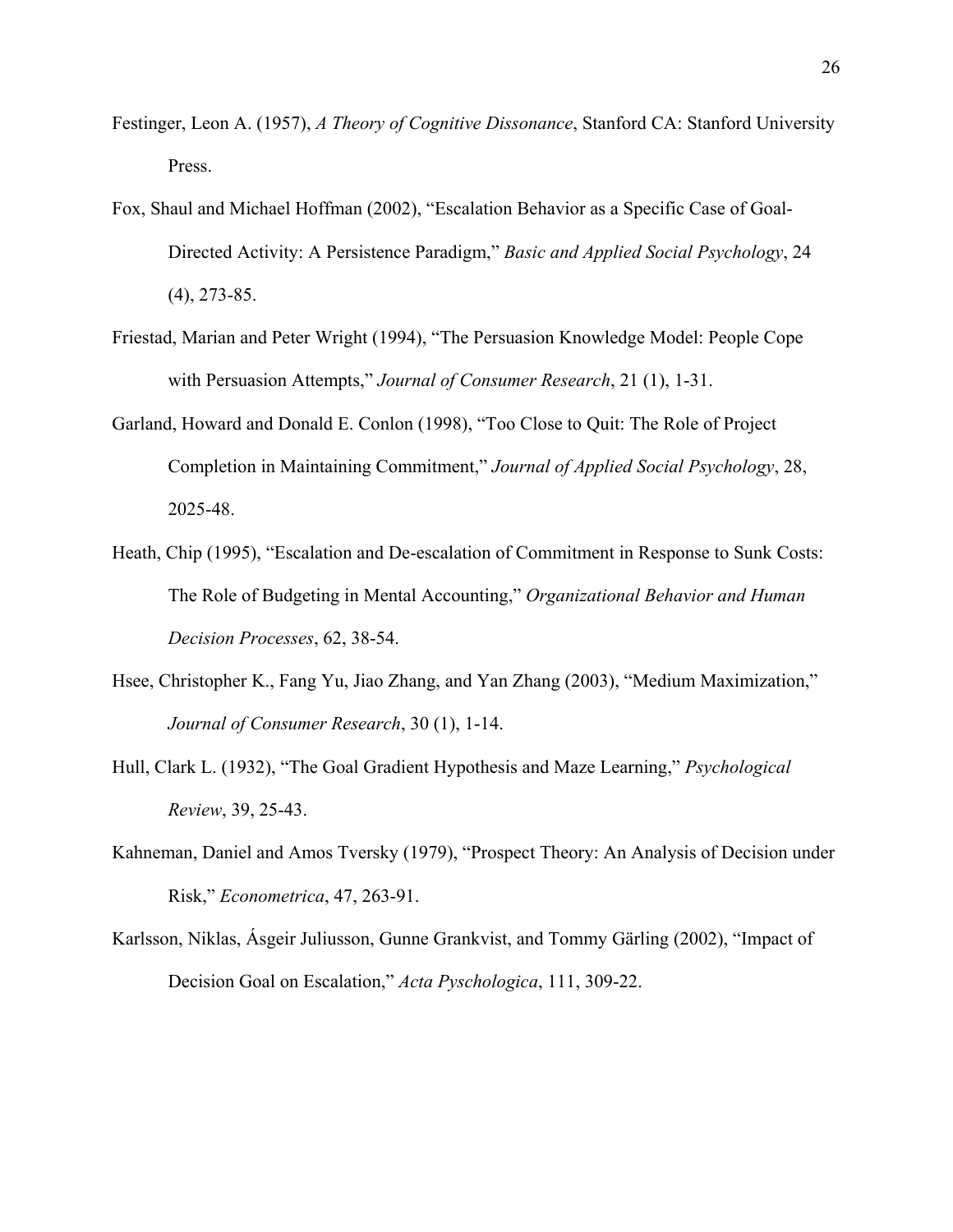Festinger, Leon A. (1957), *A Theory of Cognitive Dissonance*, Stanford CA: Stanford University Press.

Fox, Shaul and Michael Hoffman (2002), "Escalation Behavior as a Specific Case of Goal-Directed Activity: A Persistence Paradigm," *Basic and Applied Social Psychology*, 24 (4), 273-85.

Friestad, Marian and Peter Wright (1994), "The Persuasion Knowledge Model: People Cope with Persuasion Attempts," *Journal of Consumer Research*, 21 (1), 1-31.

Garland, Howard and Donald E. Conlon (1998), "Too Close to Quit: The Role of Project Completion in Maintaining Commitment," *Journal of Applied Social Psychology*, 28, 2025-48.

Heath, Chip (1995), "Escalation and De-escalation of Commitment in Response to Sunk Costs: The Role of Budgeting in Mental Accounting," *Organizational Behavior and Human Decision Processes*, 62, 38-54.

Hsee, Christopher K., Fang Yu, Jiao Zhang, and Yan Zhang (2003), "Medium Maximization," *Journal of Consumer Research*, 30 (1), 1-14.

Hull, Clark L. (1932), "The Goal Gradient Hypothesis and Maze Learning," *Psychological Review*, 39, 25-43.

Kahneman, Daniel and Amos Tversky (1979), "Prospect Theory: An Analysis of Decision under Risk," *Econometrica*, 47, 263-91.

Karlsson, Niklas, Ásgeir Juliusson, Gunne Grankvist, and Tommy Gärling (2002), "Impact of Decision Goal on Escalation," *Acta Pyschologica*, 111, 309-22.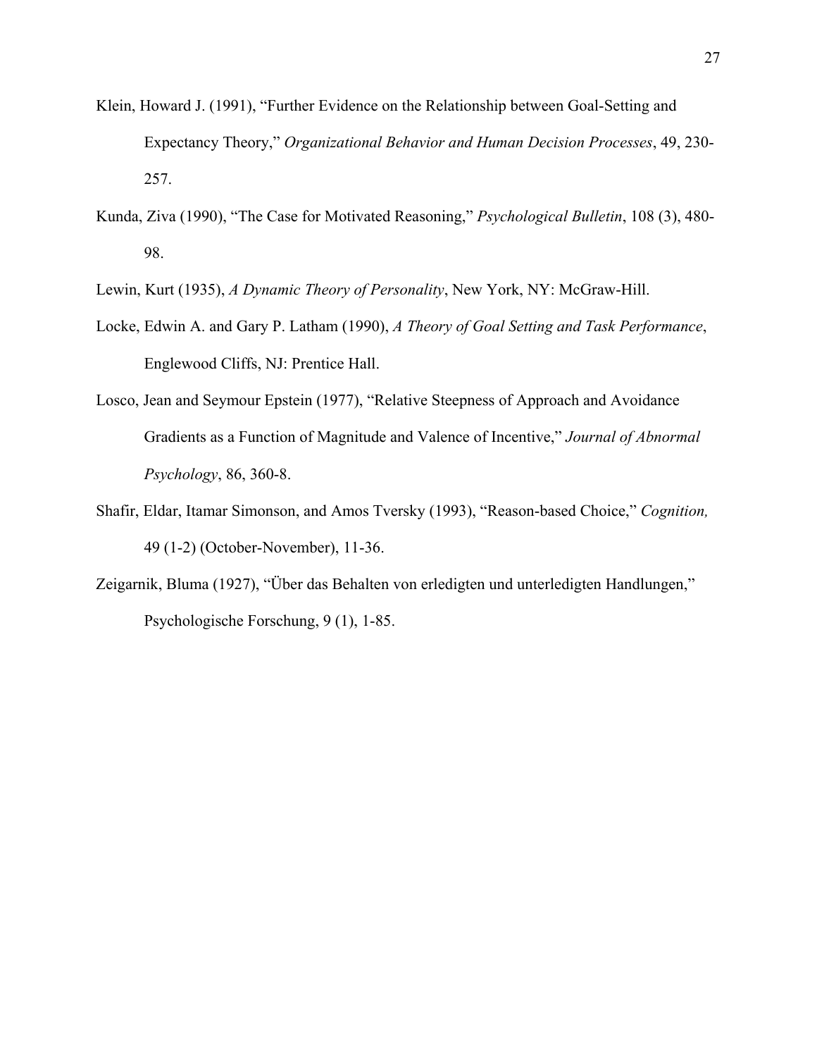Klein, Howard J. (1991), "Further Evidence on the Relationship between Goal-Setting and Expectancy Theory," *Organizational Behavior and Human Decision Processes*, 49, 230-257.

Kunda, Ziva (1990), "The Case for Motivated Reasoning," *Psychological Bulletin*, 108 (3), 480-98.

Lewin, Kurt (1935), *A Dynamic Theory of Personality*, New York, NY: McGraw-Hill.

Locke, Edwin A. and Gary P. Latham (1990), *A Theory of Goal Setting and Task Performance*, Englewood Cliffs, NJ: Prentice Hall.

Losco, Jean and Seymour Epstein (1977), "Relative Steepness of Approach and Avoidance Gradients as a Function of Magnitude and Valence of Incentive," *Journal of Abnormal Psychology*, 86, 360-8.

Shafir, Eldar, Itamar Simonson, and Amos Tversky (1993), "Reason-based Choice," *Cognition,* 49 (1-2) (October-November), 11-36.

Zeigarnik, Bluma (1927), "Über das Behalten von erledigten und unterledigten Handlungen," Psychologische Forschung, 9 (1), 1-85.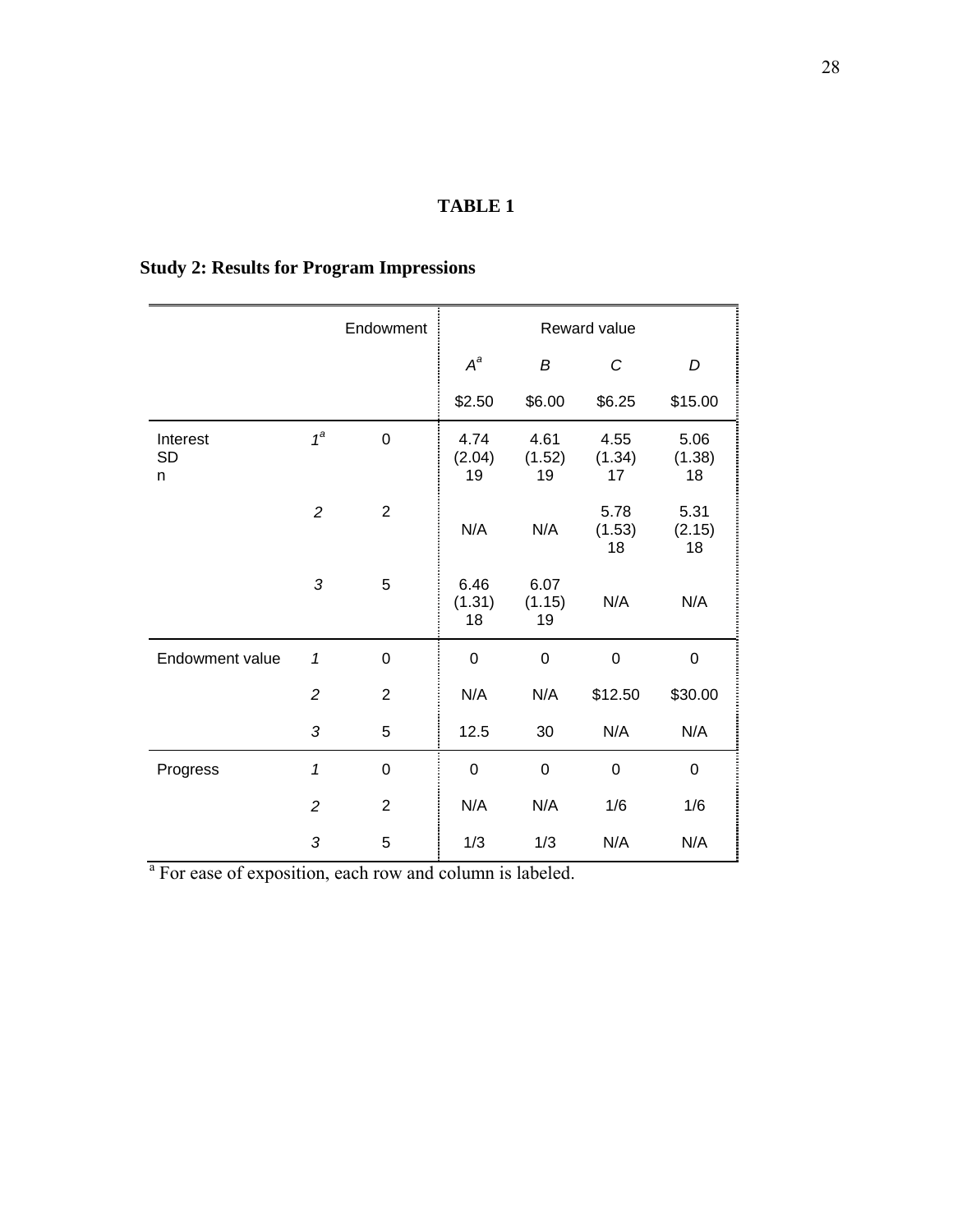**TABLE 1**

**Study 2: Results for Program Impressions**

| | | Endowment | Reward value | | | |
|---|---|---|---|---|---|---|
| | | | *A*[a] | *B* | *C* | *D* |
| | | | $2.50 | $6.00 | $6.25 | $15.00 |
| Interest<br>SD<br>n | *1*[a] | 0 | 4.74<br>(2.04)<br>19 | 4.61<br>(1.52)<br>19 | 4.55<br>(1.34)<br>17 | 5.06<br>(1.38)<br>18 |
| | *2* | 2 | N/A | N/A | 5.78<br>(1.53)<br>18 | 5.31<br>(2.15)<br>18 |
| | *3* | 5 | 6.46<br>(1.31)<br>18 | 6.07<br>(1.15)<br>19 | N/A | N/A |
| Endowment value | *1* | 0 | 0 | 0 | 0 | 0 |
| | *2* | 2 | N/A | N/A | $12.50 | $30.00 |
| | *3* | 5 | 12.5 | 30 | N/A | N/A |
| Progress | *1* | 0 | 0 | 0 | 0 | 0 |
| | *2* | 2 | N/A | N/A | 1/6 | 1/6 |
| | *3* | 5 | 1/3 | 1/3 | N/A | N/A |

[a] For ease of exposition, each row and column is labeled.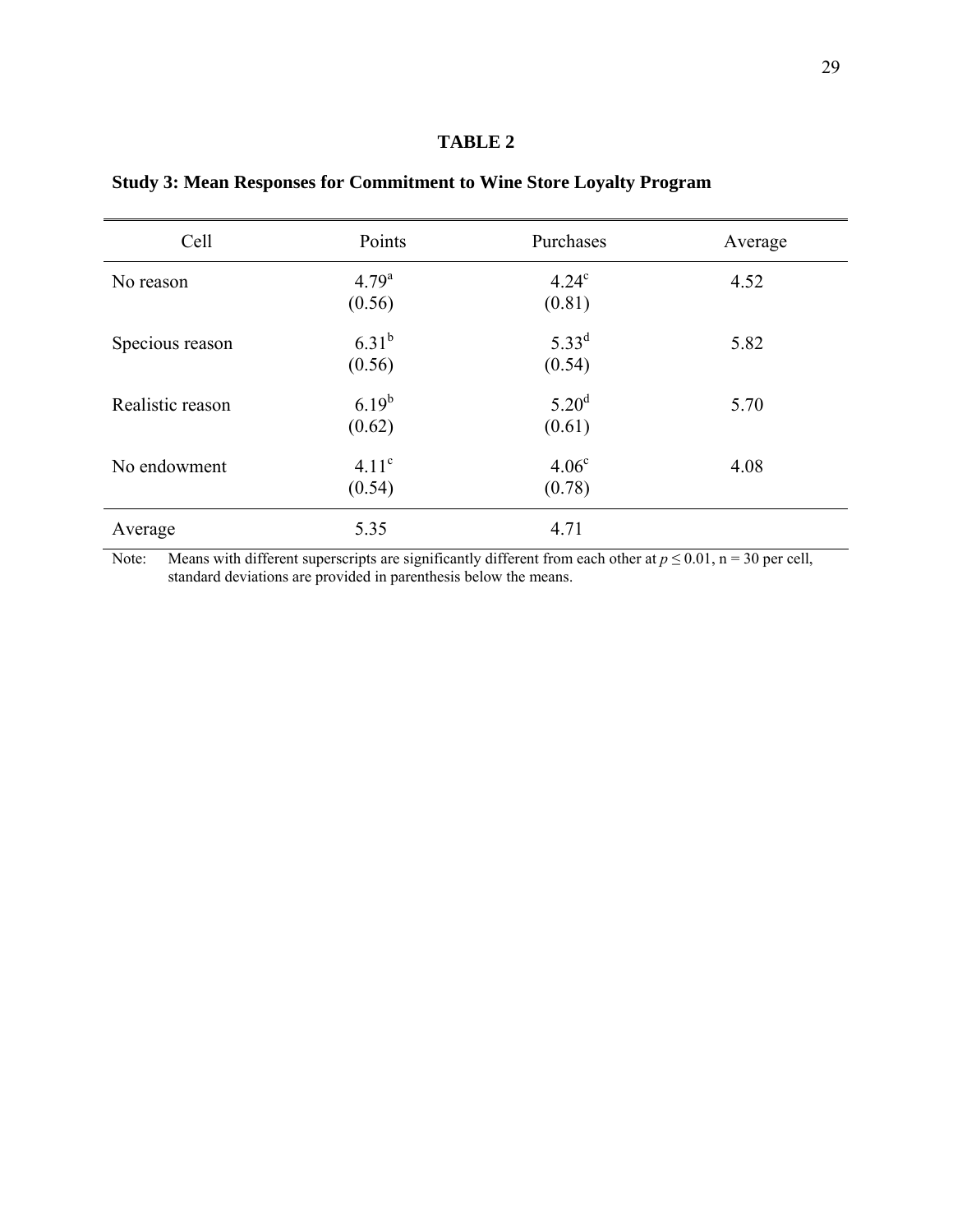**TABLE 2**

**Study 3: Mean Responses for Commitment to Wine Store Loyalty Program**

| Cell | Points | Purchases | Average |
|---|---|---|---|
| No reason | 4.79[a] (0.56) | 4.24[c] (0.81) | 4.52 |
| Specious reason | 6.31[b] (0.56) | 5.33[d] (0.54) | 5.82 |
| Realistic reason | 6.19[b] (0.62) | 5.20[d] (0.61) | 5.70 |
| No endowment | 4.11[c] (0.54) | 4.06[c] (0.78) | 4.08 |
| Average | 5.35 | 4.71 | |

Note: Means with different superscripts are significantly different from each other at $p \leq 0.01$, n = 30 per cell, standard deviations are provided in parenthesis below the means.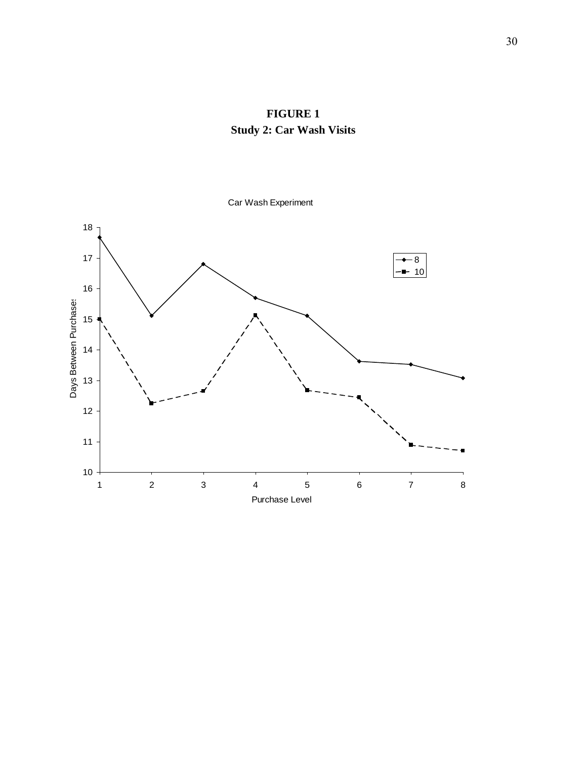**FIGURE 1**
**Study 2: Car Wash Visits**

Car Wash Experiment

18
17
16
15
14
13
12
11
10

Days Between Purchases

1 2 3 4 5 6 7 8

Purchase Level

8
10